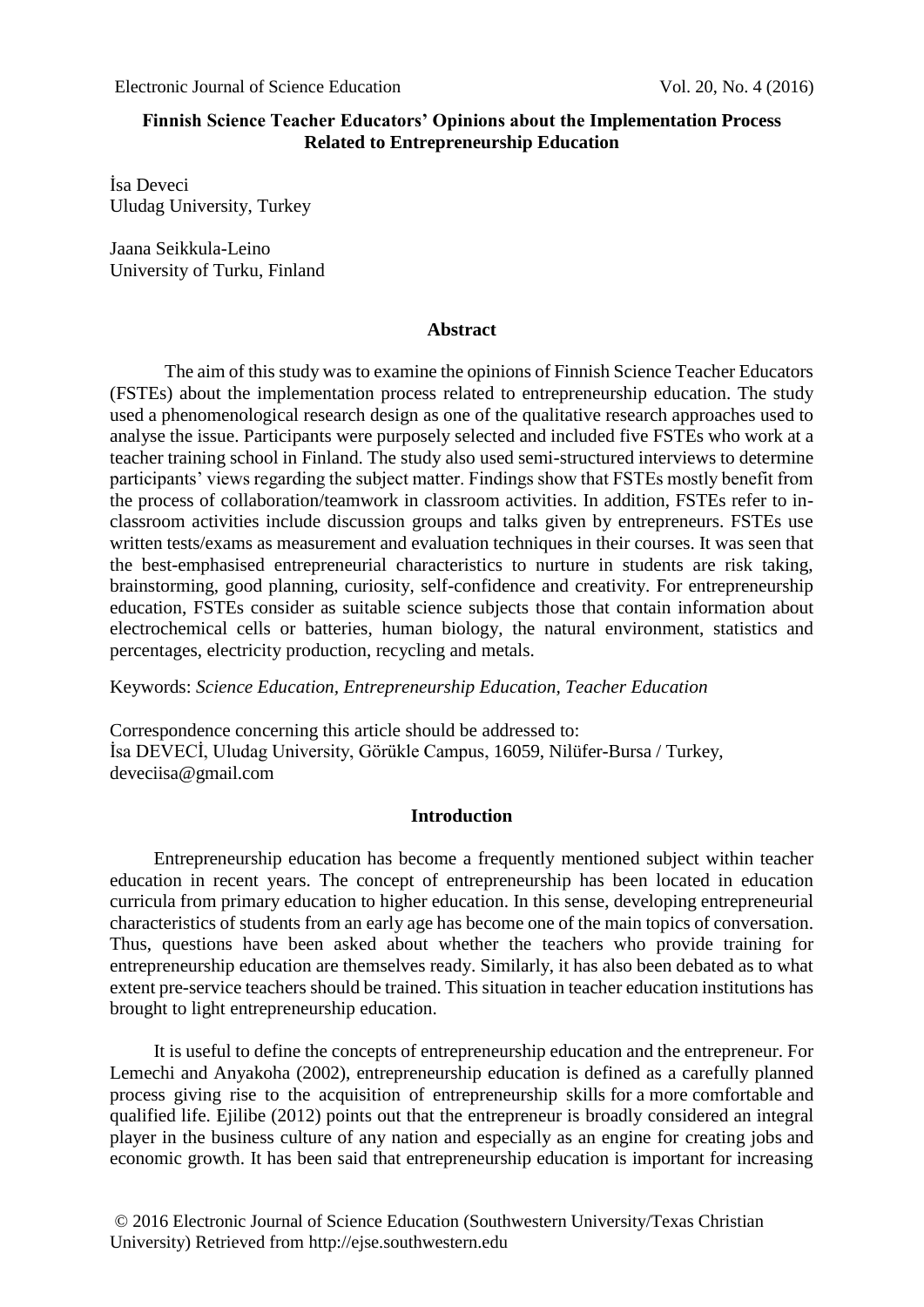# Finnish Science Teacher Educators' Opinions about the Implementation Process Related to Entrepreneurship Education

İsa Deveci
Uludag University, Turkey

Jaana Seikkula-Leino
University of Turku, Finland

## Abstract

The aim of this study was to examine the opinions of Finnish Science Teacher Educators (FSTEs) about the implementation process related to entrepreneurship education. The study used a phenomenological research design as one of the qualitative research approaches used to analyse the issue. Participants were purposely selected and included five FSTEs who work at a teacher training school in Finland. The study also used semi-structured interviews to determine participants' views regarding the subject matter. Findings show that FSTEs mostly benefit from the process of collaboration/teamwork in classroom activities. In addition, FSTEs refer to in-classroom activities include discussion groups and talks given by entrepreneurs. FSTEs use written tests/exams as measurement and evaluation techniques in their courses. It was seen that the best-emphasised entrepreneurial characteristics to nurture in students are risk taking, brainstorming, good planning, curiosity, self-confidence and creativity. For entrepreneurship education, FSTEs consider as suitable science subjects those that contain information about electrochemical cells or batteries, human biology, the natural environment, statistics and percentages, electricity production, recycling and metals.

Keywords: *Science Education, Entrepreneurship Education, Teacher Education*

Correspondence concerning this article should be addressed to:
İsa DEVECİ, Uludag University, Görükle Campus, 16059, Nilüfer-Bursa / Turkey, deveciisa@gmail.com

## Introduction

Entrepreneurship education has become a frequently mentioned subject within teacher education in recent years. The concept of entrepreneurship has been located in education curricula from primary education to higher education. In this sense, developing entrepreneurial characteristics of students from an early age has become one of the main topics of conversation. Thus, questions have been asked about whether the teachers who provide training for entrepreneurship education are themselves ready. Similarly, it has also been debated as to what extent pre-service teachers should be trained. This situation in teacher education institutions has brought to light entrepreneurship education.

It is useful to define the concepts of entrepreneurship education and the entrepreneur. For Lemechi and Anyakoha (2002), entrepreneurship education is defined as a carefully planned process giving rise to the acquisition of entrepreneurship skills for a more comfortable and qualified life. Ejilibe (2012) points out that the entrepreneur is broadly considered an integral player in the business culture of any nation and especially as an engine for creating jobs and economic growth. It has been said that entrepreneurship education is important for increasing

© 2016 Electronic Journal of Science Education (Southwestern University/Texas Christian University) Retrieved from http://ejse.southwestern.edu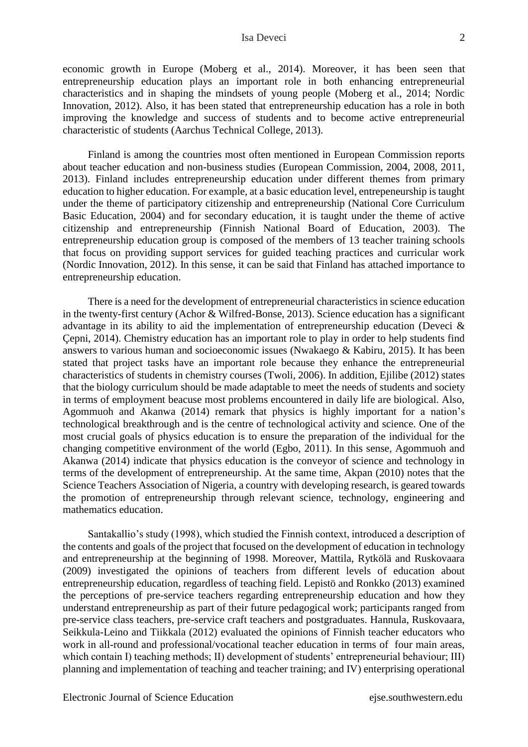economic growth in Europe (Moberg et al., 2014). Moreover, it has been seen that entrepreneurship education plays an important role in both enhancing entrepreneurial characteristics and in shaping the mindsets of young people (Moberg et al., 2014; Nordic Innovation, 2012). Also, it has been stated that entrepreneurship education has a role in both improving the knowledge and success of students and to become active entrepreneurial characteristic of students (Aarchus Technical College, 2013).

Finland is among the countries most often mentioned in European Commission reports about teacher education and non-business studies (European Commission, 2004, 2008, 2011, 2013). Finland includes entrepreneurship education under different themes from primary education to higher education. For example, at a basic education level, entrepeneurship is taught under the theme of participatory citizenship and entrepreneurship (National Core Curriculum Basic Education, 2004) and for secondary education, it is taught under the theme of active citizenship and entrepreneurship (Finnish National Board of Education, 2003). The entrepreneurship education group is composed of the members of 13 teacher training schools that focus on providing support services for guided teaching practices and curricular work (Nordic Innovation, 2012). In this sense, it can be said that Finland has attached importance to entrepreneurship education.

There is a need for the development of entrepreneurial characteristics in science education in the twenty-first century (Achor & Wilfred-Bonse, 2013). Science education has a significant advantage in its ability to aid the implementation of entrepreneurship education (Deveci & Çepni, 2014). Chemistry education has an important role to play in order to help students find answers to various human and socioeconomic issues (Nwakaego & Kabiru, 2015). It has been stated that project tasks have an important role because they enhance the entrepreneurial characteristics of students in chemistry courses (Twoli, 2006). In addition, Ejilibe (2012) states that the biology curriculum should be made adaptable to meet the needs of students and society in terms of employment beacuse most problems encountered in daily life are biological. Also, Agommuoh and Akanwa (2014) remark that physics is highly important for a nation's technological breakthrough and is the centre of technological activity and science. One of the most crucial goals of physics education is to ensure the preparation of the individual for the changing competitive environment of the world (Egbo, 2011). In this sense, Agommuoh and Akanwa (2014) indicate that physics education is the conveyor of science and technology in terms of the development of entrepreneurship. At the same time, Akpan (2010) notes that the Science Teachers Association of Nigeria, a country with developing research, is geared towards the promotion of entrepreneurship through relevant science, technology, engineering and mathematics education.

Santakallio's study (1998), which studied the Finnish context, introduced a description of the contents and goals of the project that focused on the development of education in technology and entrepreneurship at the beginning of 1998. Moreover, Mattila, Rytkölä and Ruskovaara (2009) investigated the opinions of teachers from different levels of education about entrepreneurship education, regardless of teaching field. Lepistö and Ronkko (2013) examined the perceptions of pre-service teachers regarding entrepreneurship education and how they understand entrepreneurship as part of their future pedagogical work; participants ranged from pre-service class teachers, pre-service craft teachers and postgraduates. Hannula, Ruskovaara, Seikkula-Leino and Tiikkala (2012) evaluated the opinions of Finnish teacher educators who work in all-round and professional/vocational teacher education in terms of four main areas, which contain I) teaching methods; II) development of students' entrepreneurial behaviour; III) planning and implementation of teaching and teacher training; and IV) enterprising operational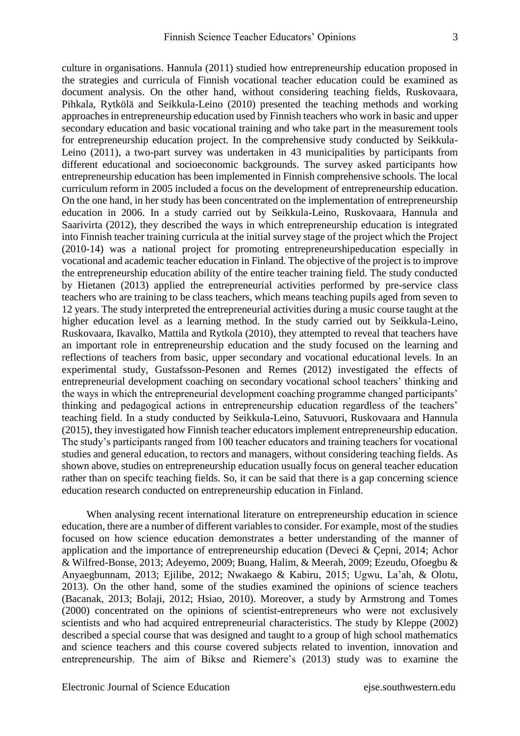culture in organisations. Hannula (2011) studied how entrepreneurship education proposed in the strategies and curricula of Finnish vocational teacher education could be examined as document analysis. On the other hand, without considering teaching fields, Ruskovaara, Pihkala, Rytkölä and Seikkula-Leino (2010) presented the teaching methods and working approaches in entrepreneurship education used by Finnish teachers who work in basic and upper secondary education and basic vocational training and who take part in the measurement tools for entrepreneurship education project. In the comprehensive study conducted by Seikkula-Leino (2011), a two-part survey was undertaken in 43 municipalities by participants from different educational and socioeconomic backgrounds. The survey asked participants how entrepreneurship education has been implemented in Finnish comprehensive schools. The local curriculum reform in 2005 included a focus on the development of entrepreneurship education. On the one hand, in her study has been concentrated on the implementation of entrepreneurship education in 2006. In a study carried out by Seikkula-Leino, Ruskovaara, Hannula and Saarivirta (2012), they described the ways in which entrepreneurship education is integrated into Finnish teacher training curricula at the initial survey stage of the project which the Project (2010-14) was a national project for promoting entrepreneurshipeducation especially in vocational and academic teacher education in Finland. The objective of the project is to improve the entrepreneurship education ability of the entire teacher training field. The study conducted by Hietanen (2013) applied the entrepreneurial activities performed by pre-service class teachers who are training to be class teachers, which means teaching pupils aged from seven to 12 years. The study interpreted the entrepreneurial activities during a music course taught at the higher education level as a learning method. In the study carried out by Seikkula-Leino, Ruskovaara, Ikavalko, Mattila and Rytkola (2010), they attempted to reveal that teachers have an important role in entrepreneurship education and the study focused on the learning and reflections of teachers from basic, upper secondary and vocational educational levels. In an experimental study, Gustafsson-Pesonen and Remes (2012) investigated the effects of entrepreneurial development coaching on secondary vocational school teachers' thinking and the ways in which the entrepreneurial development coaching programme changed participants' thinking and pedagogical actions in entrepreneurship education regardless of the teachers' teaching field. In a study conducted by Seikkula-Leino, Satuvuori, Ruskovaara and Hannula (2015), they investigated how Finnish teacher educators implement entrepreneurship education. The study's participants ranged from 100 teacher educators and training teachers for vocational studies and general education, to rectors and managers, without considering teaching fields. As shown above, studies on entrepreneurship education usually focus on general teacher education rather than on specifc teaching fields. So, it can be said that there is a gap concerning science education research conducted on entrepreneurship education in Finland.

When analysing recent international literature on entrepreneurship education in science education, there are a number of different variables to consider. For example, most of the studies focused on how science education demonstrates a better understanding of the manner of application and the importance of entrepreneurship education (Deveci & Çepni, 2014; Achor & Wilfred-Bonse, 2013; Adeyemo, 2009; Buang, Halim, & Meerah, 2009; Ezeudu, Ofoegbu & Anyaegbunnam, 2013; Ejilibe, 2012; Nwakaego & Kabiru, 2015; Ugwu, La'ah, & Olotu, 2013). On the other hand, some of the studies examined the opinions of science teachers (Bacanak, 2013; Bolaji, 2012; Hsiao, 2010). Moreover, a study by Armstrong and Tomes (2000) concentrated on the opinions of scientist-entrepreneurs who were not exclusively scientists and who had acquired entrepreneurial characteristics. The study by Kleppe (2002) described a special course that was designed and taught to a group of high school mathematics and science teachers and this course covered subjects related to invention, innovation and entrepreneurship. The aim of Bikse and Riemere's (2013) study was to examine the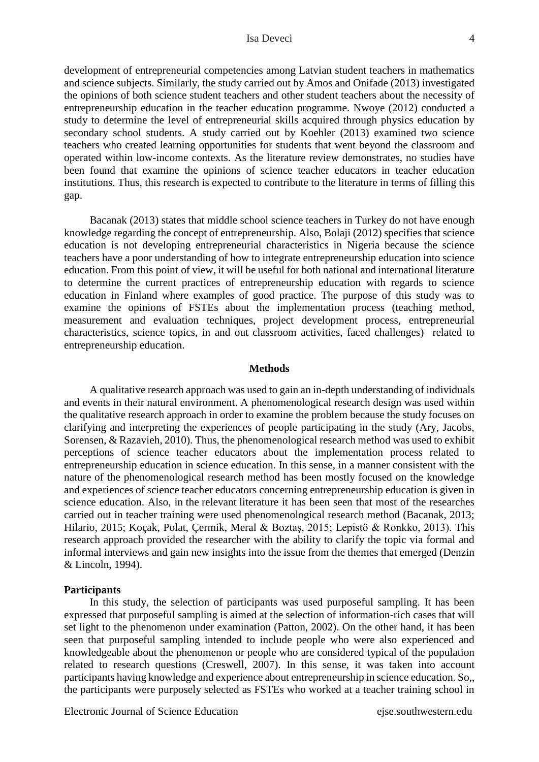development of entrepreneurial competencies among Latvian student teachers in mathematics and science subjects. Similarly, the study carried out by Amos and Onifade (2013) investigated the opinions of both science student teachers and other student teachers about the necessity of entrepreneurship education in the teacher education programme. Nwoye (2012) conducted a study to determine the level of entrepreneurial skills acquired through physics education by secondary school students. A study carried out by Koehler (2013) examined two science teachers who created learning opportunities for students that went beyond the classroom and operated within low-income contexts. As the literature review demonstrates, no studies have been found that examine the opinions of science teacher educators in teacher education institutions. Thus, this research is expected to contribute to the literature in terms of filling this gap.

Bacanak (2013) states that middle school science teachers in Turkey do not have enough knowledge regarding the concept of entrepreneurship. Also, Bolaji (2012) specifies that science education is not developing entrepreneurial characteristics in Nigeria because the science teachers have a poor understanding of how to integrate entrepreneurship education into science education. From this point of view, it will be useful for both national and international literature to determine the current practices of entrepreneurship education with regards to science education in Finland where examples of good practice. The purpose of this study was to examine the opinions of FSTEs about the implementation process (teaching method, measurement and evaluation techniques, project development process, entrepreneurial characteristics, science topics, in and out classroom activities, faced challenges) related to entrepreneurship education.

## Methods

A qualitative research approach was used to gain an in-depth understanding of individuals and events in their natural environment. A phenomenological research design was used within the qualitative research approach in order to examine the problem because the study focuses on clarifying and interpreting the experiences of people participating in the study (Ary, Jacobs, Sorensen, & Razavieh, 2010). Thus, the phenomenological research method was used to exhibit perceptions of science teacher educators about the implementation process related to entrepreneurship education in science education. In this sense, in a manner consistent with the nature of the phenomenological research method has been mostly focused on the knowledge and experiences of science teacher educators concerning entrepreneurship education is given in science education. Also, in the relevant literature it has been seen that most of the researches carried out in teacher training were used phenomenological research method (Bacanak, 2013; Hilario, 2015; Koçak, Polat, Çermik, Meral & Boztaş, 2015; Lepistö & Ronkko, 2013). This research approach provided the researcher with the ability to clarify the topic via formal and informal interviews and gain new insights into the issue from the themes that emerged (Denzin & Lincoln, 1994).

### Participants

In this study, the selection of participants was used purposeful sampling. It has been expressed that purposeful sampling is aimed at the selection of information-rich cases that will set light to the phenomenon under examination (Patton, 2002). On the other hand, it has been seen that purposeful sampling intended to include people who were also experienced and knowledgeable about the phenomenon or people who are considered typical of the population related to research questions (Creswell, 2007). In this sense, it was taken into account participants having knowledge and experience about entrepreneurship in science education. So,, the participants were purposely selected as FSTEs who worked at a teacher training school in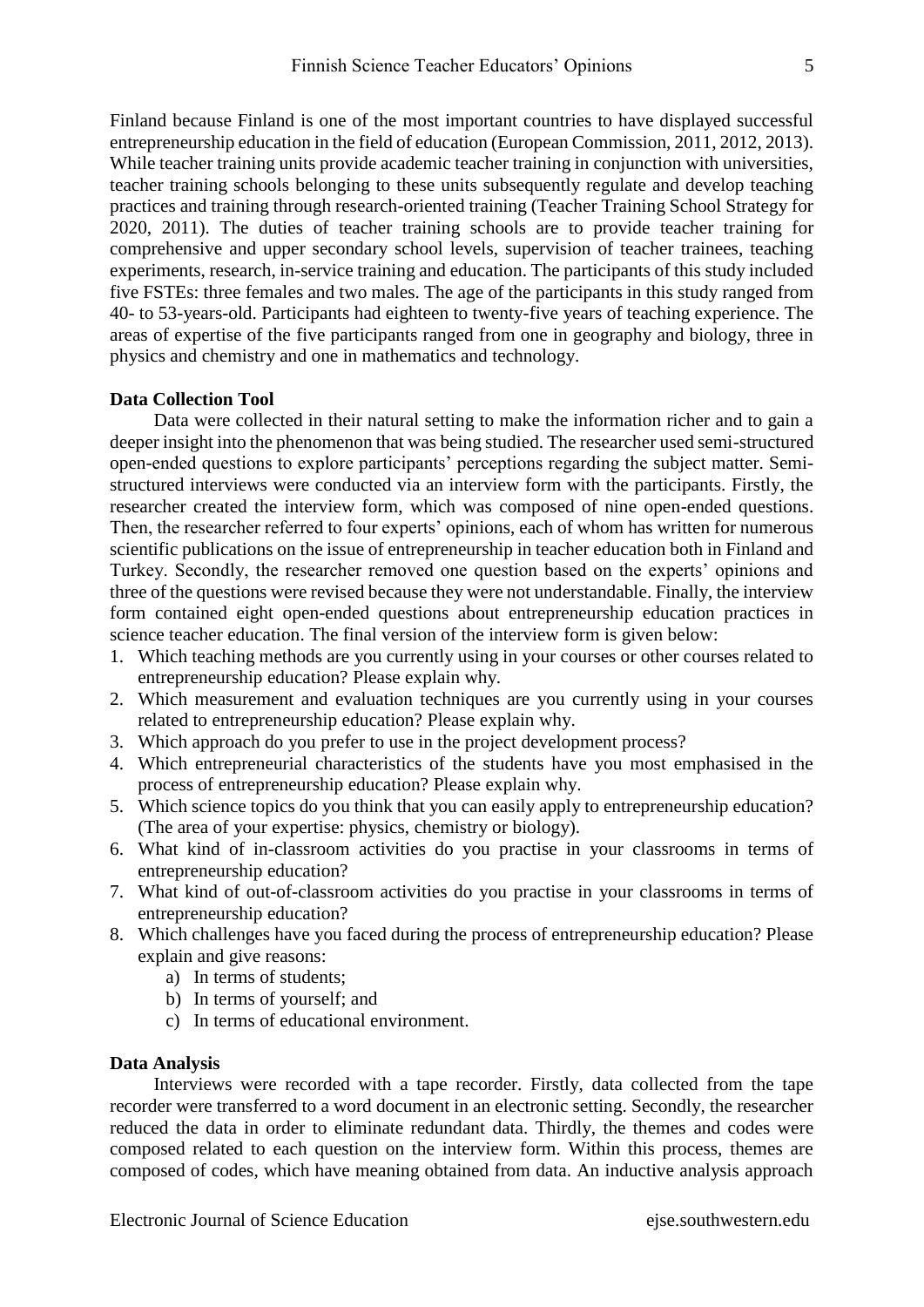Finland because Finland is one of the most important countries to have displayed successful entrepreneurship education in the field of education (European Commission, 2011, 2012, 2013). While teacher training units provide academic teacher training in conjunction with universities, teacher training schools belonging to these units subsequently regulate and develop teaching practices and training through research-oriented training (Teacher Training School Strategy for 2020, 2011). The duties of teacher training schools are to provide teacher training for comprehensive and upper secondary school levels, supervision of teacher trainees, teaching experiments, research, in-service training and education. The participants of this study included five FSTEs: three females and two males. The age of the participants in this study ranged from 40- to 53-years-old. Participants had eighteen to twenty-five years of teaching experience. The areas of expertise of the five participants ranged from one in geography and biology, three in physics and chemistry and one in mathematics and technology.

### Data Collection Tool

Data were collected in their natural setting to make the information richer and to gain a deeper insight into the phenomenon that was being studied. The researcher used semi-structured open-ended questions to explore participants' perceptions regarding the subject matter. Semi-structured interviews were conducted via an interview form with the participants. Firstly, the researcher created the interview form, which was composed of nine open-ended questions. Then, the researcher referred to four experts' opinions, each of whom has written for numerous scientific publications on the issue of entrepreneurship in teacher education both in Finland and Turkey. Secondly, the researcher removed one question based on the experts' opinions and three of the questions were revised because they were not understandable. Finally, the interview form contained eight open-ended questions about entrepreneurship education practices in science teacher education. The final version of the interview form is given below:

1. Which teaching methods are you currently using in your courses or other courses related to entrepreneurship education? Please explain why.
2. Which measurement and evaluation techniques are you currently using in your courses related to entrepreneurship education? Please explain why.
3. Which approach do you prefer to use in the project development process?
4. Which entrepreneurial characteristics of the students have you most emphasised in the process of entrepreneurship education? Please explain why.
5. Which science topics do you think that you can easily apply to entrepreneurship education? (The area of your expertise: physics, chemistry or biology).
6. What kind of in-classroom activities do you practise in your classrooms in terms of entrepreneurship education?
7. What kind of out-of-classroom activities do you practise in your classrooms in terms of entrepreneurship education?
8. Which challenges have you faced during the process of entrepreneurship education? Please explain and give reasons:
   a) In terms of students;
   b) In terms of yourself; and
   c) In terms of educational environment.

### Data Analysis

Interviews were recorded with a tape recorder. Firstly, data collected from the tape recorder were transferred to a word document in an electronic setting. Secondly, the researcher reduced the data in order to eliminate redundant data. Thirdly, the themes and codes were composed related to each question on the interview form. Within this process, themes are composed of codes, which have meaning obtained from data. An inductive analysis approach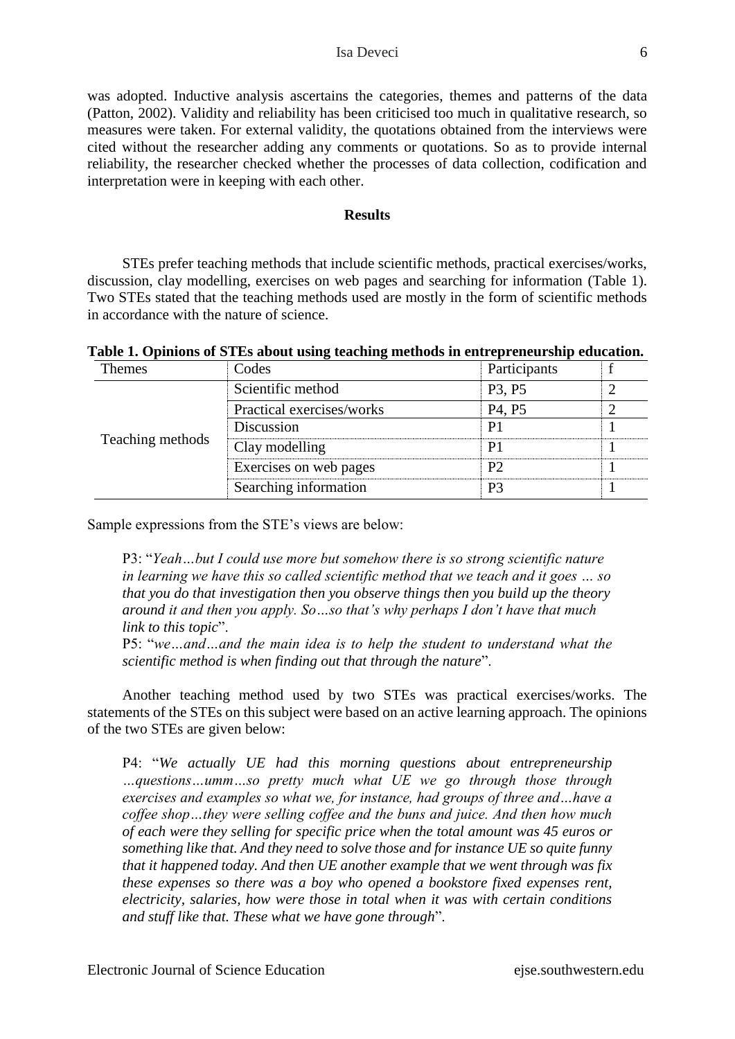was adopted. Inductive analysis ascertains the categories, themes and patterns of the data (Patton, 2002). Validity and reliability has been criticised too much in qualitative research, so measures were taken. For external validity, the quotations obtained from the interviews were cited without the researcher adding any comments or quotations. So as to provide internal reliability, the researcher checked whether the processes of data collection, codification and interpretation were in keeping with each other.

## Results

STEs prefer teaching methods that include scientific methods, practical exercises/works, discussion, clay modelling, exercises on web pages and searching for information (Table 1). Two STEs stated that the teaching methods used are mostly in the form of scientific methods in accordance with the nature of science.

**Table 1. Opinions of STEs about using teaching methods in entrepreneurship education.**

| Themes | Codes | Participants | f |
|---|---|---|---|
| Teaching methods | Scientific method | P3, P5 | 2 |
| | Practical exercises/works | P4, P5 | 2 |
| | Discussion | P1 | 1 |
| | Clay modelling | P1 | 1 |
| | Exercises on web pages | P2 | 1 |
| | Searching information | P3 | 1 |

Sample expressions from the STE's views are below:

> P3: "*Yeah…but I could use more but somehow there is so strong scientific nature in learning we have this so called scientific method that we teach and it goes … so that you do that investigation then you observe things then you build up the theory around it and then you apply. So…so that's why perhaps I don't have that much link to this topic*".
>
> P5: "*we…and…and the main idea is to help the student to understand what the scientific method is when finding out that through the nature*".

Another teaching method used by two STEs was practical exercises/works. The statements of the STEs on this subject were based on an active learning approach. The opinions of the two STEs are given below:

> P4: "*We actually UE had this morning questions about entrepreneurship …questions…umm…so pretty much what UE we go through those through exercises and examples so what we, for instance, had groups of three and…have a coffee shop…they were selling coffee and the buns and juice. And then how much of each were they selling for specific price when the total amount was 45 euros or something like that. And they need to solve those and for instance UE so quite funny that it happened today. And then UE another example that we went through was fix these expenses so there was a boy who opened a bookstore fixed expenses rent, electricity, salaries, how were those in total when it was with certain conditions and stuff like that. These what we have gone through*".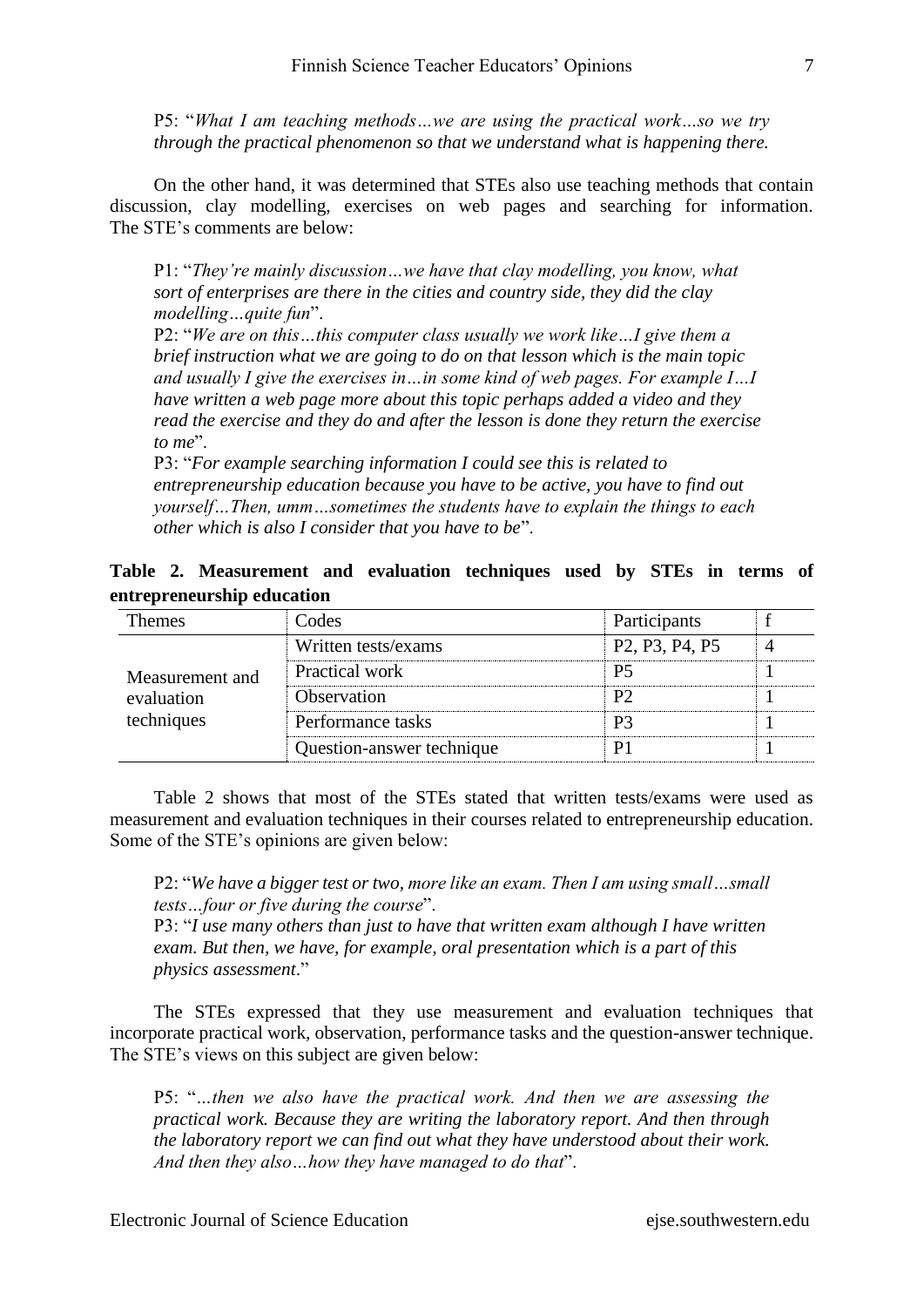P5: "*What I am teaching methods…we are using the practical work…so we try through the practical phenomenon so that we understand what is happening there.*

On the other hand, it was determined that STEs also use teaching methods that contain discussion, clay modelling, exercises on web pages and searching for information. The STE's comments are below:

P1: "*They're mainly discussion…we have that clay modelling, you know, what sort of enterprises are there in the cities and country side, they did the clay modelling…quite fun*".
P2: "*We are on this…this computer class usually we work like…I give them a brief instruction what we are going to do on that lesson which is the main topic and usually I give the exercises in…in some kind of web pages. For example I…I have written a web page more about this topic perhaps added a video and they read the exercise and they do and after the lesson is done they return the exercise to me*".
P3: "*For example searching information I could see this is related to entrepreneurship education because you have to be active, you have to find out yourself…Then, umm…sometimes the students have to explain the things to each other which is also I consider that you have to be*".

**Table 2. Measurement and evaluation techniques used by STEs in terms of entrepreneurship education**

| Themes | Codes | Participants | f |
|---|---|---|---|
| Measurement and evaluation techniques | Written tests/exams | P2, P3, P4, P5 | 4 |
| | Practical work | P5 | 1 |
| | Observation | P2 | 1 |
| | Performance tasks | P3 | 1 |
| | Question-answer technique | P1 | 1 |

Table 2 shows that most of the STEs stated that written tests/exams were used as measurement and evaluation techniques in their courses related to entrepreneurship education. Some of the STE's opinions are given below:

P2: "*We have a bigger test or two, more like an exam. Then I am using small…small tests…four or five during the course*".
P3: "*I use many others than just to have that written exam although I have written exam. But then, we have, for example, oral presentation which is a part of this physics assessment*."

The STEs expressed that they use measurement and evaluation techniques that incorporate practical work, observation, performance tasks and the question-answer technique. The STE's views on this subject are given below:

P5: "*…then we also have the practical work. And then we are assessing the practical work. Because they are writing the laboratory report. And then through the laboratory report we can find out what they have understood about their work. And then they also…how they have managed to do that*".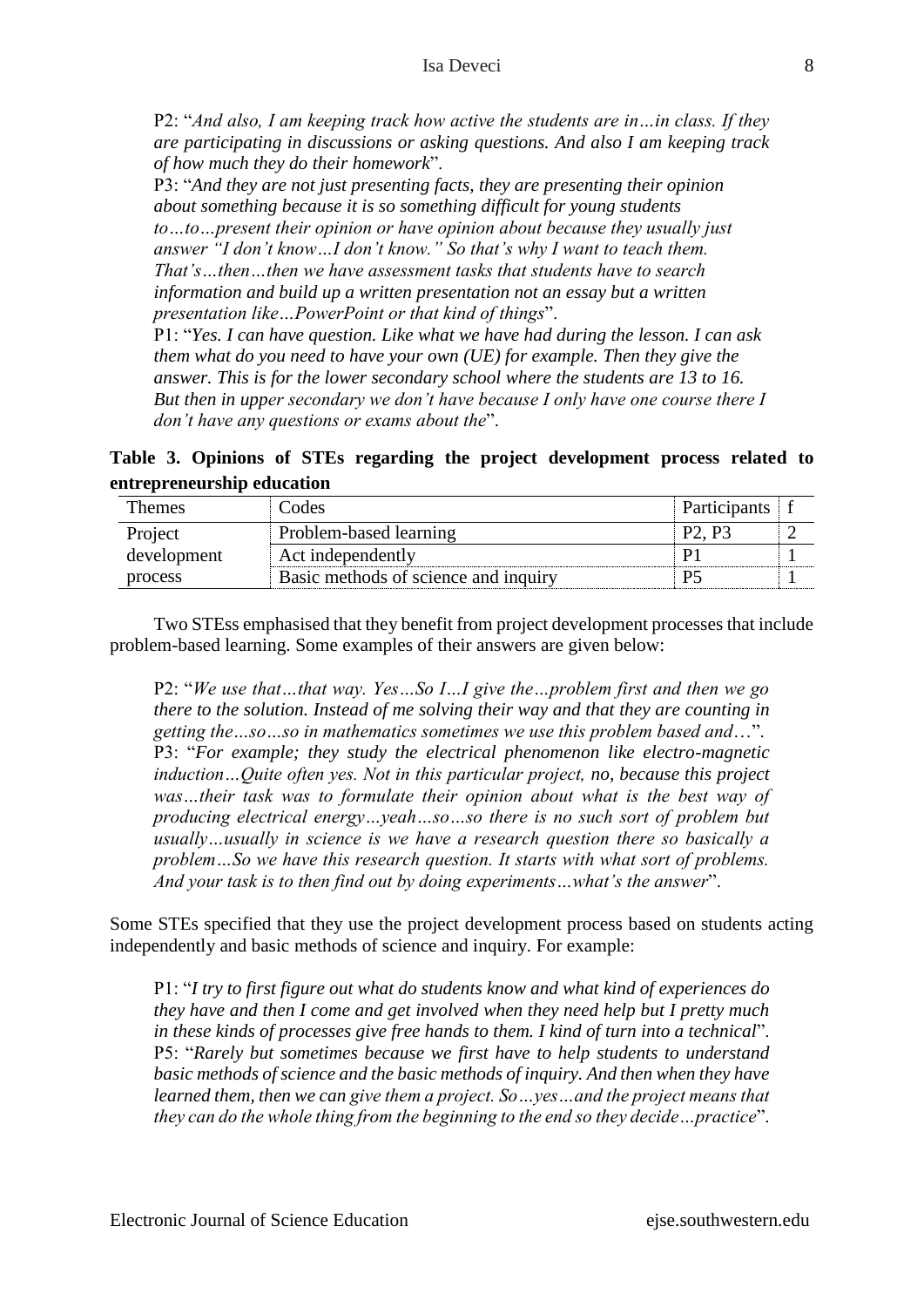P2: "*And also, I am keeping track how active the students are in…in class. If they are participating in discussions or asking questions. And also I am keeping track of how much they do their homework*".

P3: "*And they are not just presenting facts, they are presenting their opinion about something because it is so something difficult for young students to…to…present their opinion or have opinion about because they usually just answer "I don't know…I don't know." So that's why I want to teach them. That's…then…then we have assessment tasks that students have to search information and build up a written presentation not an essay but a written presentation like…PowerPoint or that kind of things*".

P1: "*Yes. I can have question. Like what we have had during the lesson. I can ask them what do you need to have your own (UE) for example. Then they give the answer. This is for the lower secondary school where the students are 13 to 16. But then in upper secondary we don't have because I only have one course there I don't have any questions or exams about the*".

**Table 3. Opinions of STEs regarding the project development process related to entrepreneurship education**

| Themes | Codes | Participants | f |
|---|---|---|---|
| Project development process | Problem-based learning | P2, P3 | 2 |
| | Act independently | P1 | 1 |
| | Basic methods of science and inquiry | P5 | 1 |

Two STEss emphasised that they benefit from project development processes that include problem-based learning. Some examples of their answers are given below:

P2: "*We use that…that way. Yes…So I…I give the…problem first and then we go there to the solution. Instead of me solving their way and that they are counting in getting the…so…so in mathematics sometimes we use this problem based and*…".

P3: "*For example; they study the electrical phenomenon like electro-magnetic induction…Quite often yes. Not in this particular project, no, because this project was…their task was to formulate their opinion about what is the best way of producing electrical energy…yeah…so…so there is no such sort of problem but usually…usually in science is we have a research question there so basically a problem…So we have this research question. It starts with what sort of problems. And your task is to then find out by doing experiments…what's the answer*".

Some STEs specified that they use the project development process based on students acting independently and basic methods of science and inquiry. For example:

P1: "*I try to first figure out what do students know and what kind of experiences do they have and then I come and get involved when they need help but I pretty much in these kinds of processes give free hands to them. I kind of turn into a technical*".

P5: "*Rarely but sometimes because we first have to help students to understand basic methods of science and the basic methods of inquiry. And then when they have learned them, then we can give them a project. So…yes…and the project means that they can do the whole thing from the beginning to the end so they decide…practice*".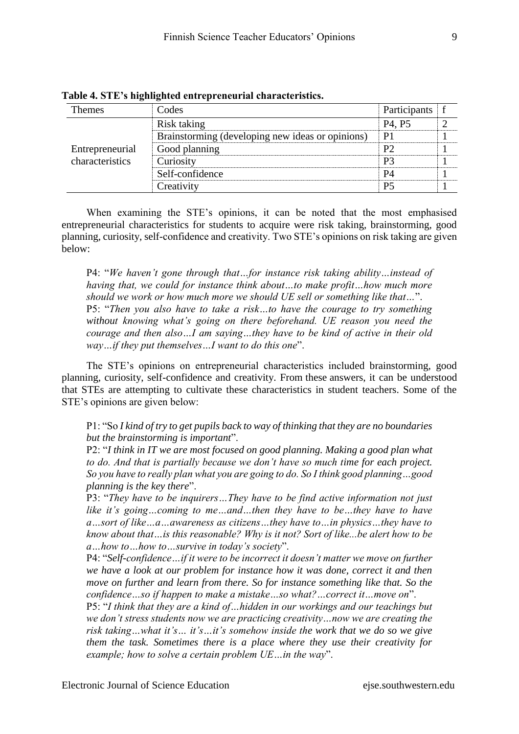**Table 4. STE's highlighted entrepreneurial characteristics.**

| Themes | Codes | Participants | f |
|---|---|---|---|
| Entrepreneurial characteristics | Risk taking | P4, P5 | 2 |
| | Brainstorming (developing new ideas or opinions) | P1 | 1 |
| | Good planning | P2 | 1 |
| | Curiosity | P3 | 1 |
| | Self-confidence | P4 | 1 |
| | Creativity | P5 | 1 |

When examining the STE's opinions, it can be noted that the most emphasised entrepreneurial characteristics for students to acquire were risk taking, brainstorming, good planning, curiosity, self-confidence and creativity. Two STE's opinions on risk taking are given below:

> P4: "*We haven't gone through that…for instance risk taking ability…instead of having that, we could for instance think about…to make profit…how much more should we work or how much more we should UE sell or something like that…*".
> P5: "*Then you also have to take a risk…to have the courage to try something without knowing what's going on there beforehand. UE reason you need the courage and then also…I am saying…they have to be kind of active in their old way…if they put themselves…I want to do this one*".

The STE's opinions on entrepreneurial characteristics included brainstorming, good planning, curiosity, self-confidence and creativity. From these answers, it can be understood that STEs are attempting to cultivate these characteristics in student teachers. Some of the STE's opinions are given below:

> P1: "So *I kind of try to get pupils back to way of thinking that they are no boundaries but the brainstorming is important*".
> P2: "*I think in IT we are most focused on good planning. Making a good plan what to do. And that is partially because we don't have so much time for each project. So you have to really plan what you are going to do. So I think good planning…good planning is the key there*".
> P3: "*They have to be inquirers…They have to be find active information not just like it's going…coming to me…and…then they have to be…they have to have a…sort of like…a…awareness as citizens…they have to…in physics…they have to know about that…is this reasonable? Why is it not? Sort of like...be alert how to be a…how to…how to…survive in today's society*".
> P4: "*Self-confidence…if it were to be incorrect it doesn't matter we move on further we have a look at our problem for instance how it was done, correct it and then move on further and learn from there. So for instance something like that. So the confidence…so if happen to make a mistake…so what?…correct it…move on*".
> P5: "*I think that they are a kind of…hidden in our workings and our teachings but we don't stress students now we are practicing creativity…now we are creating the risk taking…what it's… it's…it's somehow inside the work that we do so we give them the task. Sometimes there is a place where they use their creativity for example; how to solve a certain problem UE…in the way*".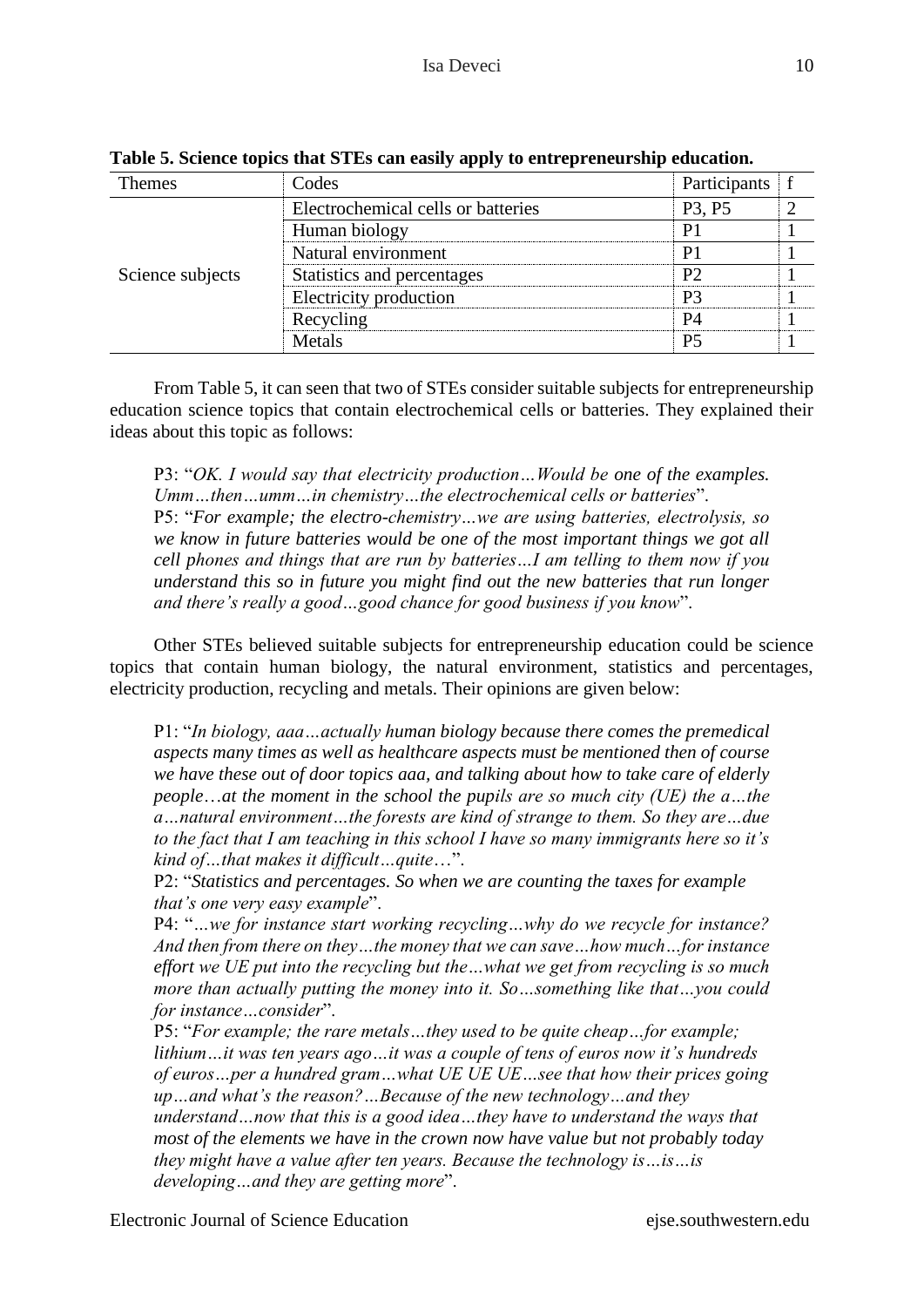**Table 5. Science topics that STEs can easily apply to entrepreneurship education.**

| Themes | Codes | Participants | f |
|---|---|---|---|
| Science subjects | Electrochemical cells or batteries | P3, P5 | 2 |
| | Human biology | P1 | 1 |
| | Natural environment | P1 | 1 |
| | Statistics and percentages | P2 | 1 |
| | Electricity production | P3 | 1 |
| | Recycling | P4 | 1 |
| | Metals | P5 | 1 |

From Table 5, it can seen that two of STEs consider suitable subjects for entrepreneurship education science topics that contain electrochemical cells or batteries. They explained their ideas about this topic as follows:

> P3: "*OK. I would say that electricity production…Would be one of the examples. Umm…then…umm…in chemistry…the electrochemical cells or batteries*".
> P5: "*For example; the electro-chemistry…we are using batteries, electrolysis, so we know in future batteries would be one of the most important things we got all cell phones and things that are run by batteries…I am telling to them now if you understand this so in future you might find out the new batteries that run longer and there's really a good…good chance for good business if you know*".

Other STEs believed suitable subjects for entrepreneurship education could be science topics that contain human biology, the natural environment, statistics and percentages, electricity production, recycling and metals. Their opinions are given below:

> P1: "*In biology, aaa…actually human biology because there comes the premedical aspects many times as well as healthcare aspects must be mentioned then of course we have these out of door topics aaa, and talking about how to take care of elderly people…at the moment in the school the pupils are so much city (UE) the a…the a…natural environment…the forests are kind of strange to them. So they are…due to the fact that I am teaching in this school I have so many immigrants here so it's kind of…that makes it difficult…quite*…".
> P2: "*Statistics and percentages. So when we are counting the taxes for example that's one very easy example*".
> P4: "*…we for instance start working recycling…why do we recycle for instance? And then from there on they…the money that we can save…how much…for instance effort we UE put into the recycling but the…what we get from recycling is so much more than actually putting the money into it. So…something like that…you could for instance…consider*".
> P5: "*For example; the rare metals…they used to be quite cheap…for example; lithium…it was ten years ago…it was a couple of tens of euros now it's hundreds of euros…per a hundred gram…what UE UE UE…see that how their prices going up…and what's the reason?…Because of the new technology…and they understand…now that this is a good idea…they have to understand the ways that most of the elements we have in the crown now have value but not probably today they might have a value after ten years. Because the technology is…is…is developing…and they are getting more*".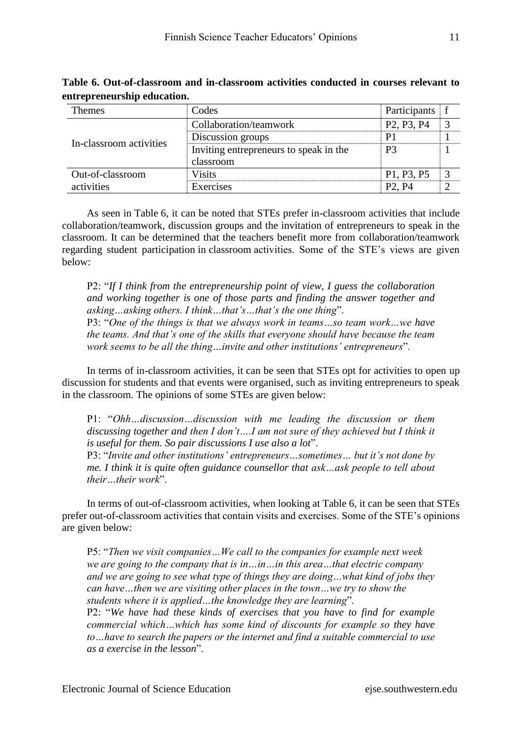**Table 6. Out-of-classroom and in-classroom activities conducted in courses relevant to entrepreneurship education.**

| Themes | Codes | Participants | f |
|---|---|---|---|
| In-classroom activities | Collaboration/teamwork | P2, P3, P4 | 3 |
| | Discussion groups | P1 | 1 |
| | Inviting entrepreneurs to speak in the classroom | P3 | 1 |
| Out-of-classroom activities | Visits | P1, P3, P5 | 3 |
| | Exercises | P2, P4 | 2 |

As seen in Table 6, it can be noted that STEs prefer in-classroom activities that include collaboration/teamwork, discussion groups and the invitation of entrepreneurs to speak in the classroom. It can be determined that the teachers benefit more from collaboration/teamwork regarding student participation in classroom activities. Some of the STE's views are given below:

> P2: "*If I think from the entrepreneurship point of view, I guess the collaboration and working together is one of those parts and finding the answer together and asking…asking others. I think…that's…that's the one thing*".
> P3: "*One of the things is that we always work in teams…so team work…we have the teams. And that's one of the skills that everyone should have because the team work seems to be all the thing…invite and other institutions' entrepreneurs*".

In terms of in-classroom activities, it can be seen that STEs opt for activities to open up discussion for students and that events were organised, such as inviting entrepreneurs to speak in the classroom. The opinions of some STEs are given below:

> P1: "*Ohh…discussion…discussion with me leading the discussion or them discussing together and then I don't….I am not sure of they achieved but I think it is useful for them. So pair discussions I use also a lot*".
> P3: "*Invite and other institutions' entrepreneurs…sometimes… but it's not done by me. I think it is quite often guidance counsellor that ask…ask people to tell about their…their work*".

In terms of out-of-classroom activities, when looking at Table 6, it can be seen that STEs prefer out-of-classroom activities that contain visits and exercises. Some of the STE's opinions are given below:

> P5: "*Then we visit companies…We call to the companies for example next week we are going to the company that is in…in…in this area…that electric company and we are going to see what type of things they are doing…what kind of jobs they can have…then we are visiting other places in the town…we try to show the students where it is applied…the knowledge they are learning*".
> P2: "*We have had these kinds of exercises that you have to find for example commercial which…which has some kind of discounts for example so they have to…have to search the papers or the internet and find a suitable commercial to use as a exercise in the lesson*".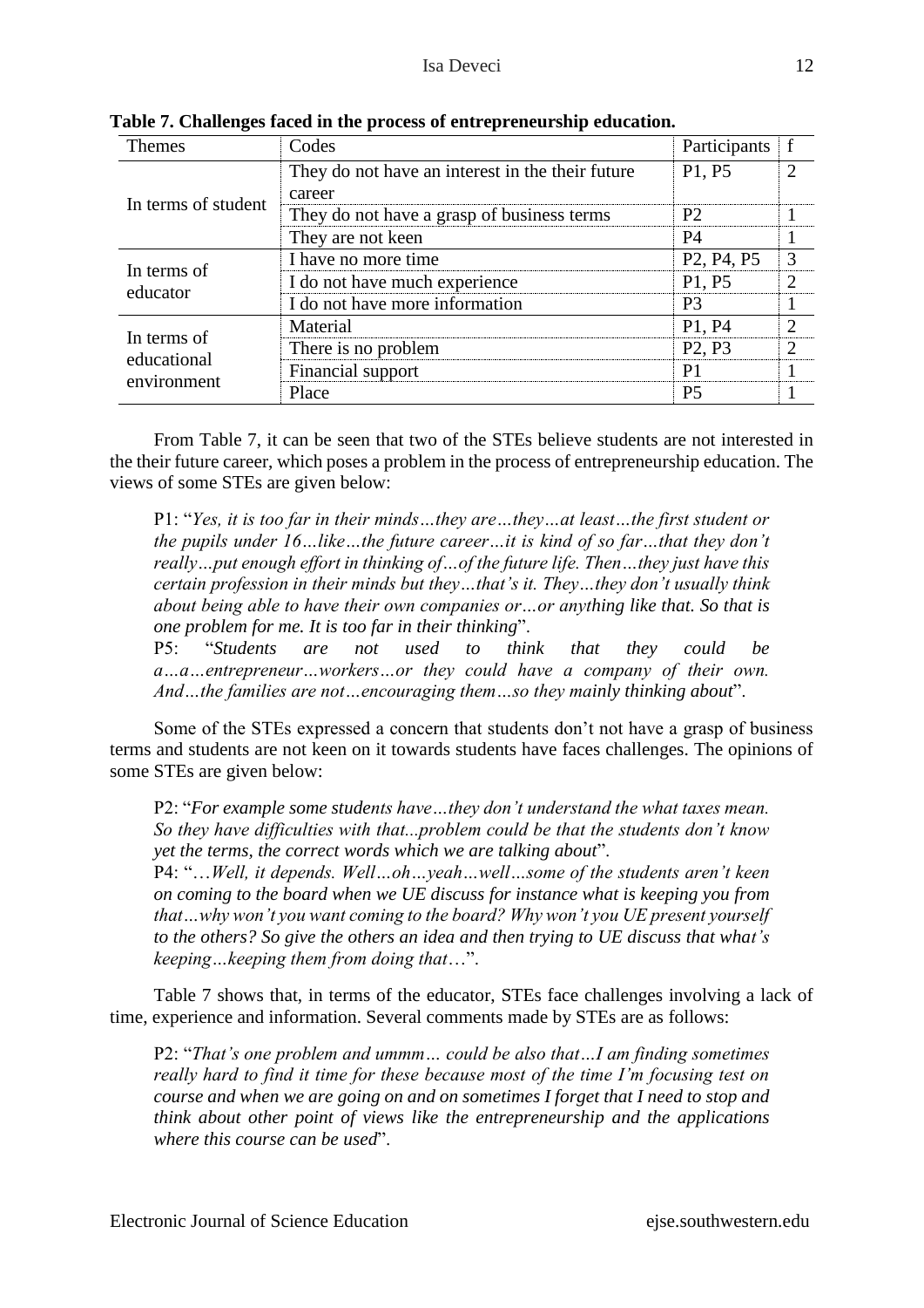**Table 7. Challenges faced in the process of entrepreneurship education.**

| Themes | Codes | Participants | f |
|---|---|---|---|
| In terms of student | They do not have an interest in the their future career | P1, P5 | 2 |
| | They do not have a grasp of business terms | P2 | 1 |
| | They are not keen | P4 | 1 |
| In terms of educator | I have no more time | P2, P4, P5 | 3 |
| | I do not have much experience | P1, P5 | 2 |
| | I do not have more information | P3 | 1 |
| In terms of educational environment | Material | P1, P4 | 2 |
| | There is no problem | P2, P3 | 2 |
| | Financial support | P1 | 1 |
| | Place | P5 | 1 |

From Table 7, it can be seen that two of the STEs believe students are not interested in the their future career, which poses a problem in the process of entrepreneurship education. The views of some STEs are given below:

> P1: "*Yes, it is too far in their minds…they are…they…at least…the first student or the pupils under 16…like…the future career…it is kind of so far…that they don't really…put enough effort in thinking of…of the future life. Then…they just have this certain profession in their minds but they…that's it. They…they don't usually think about being able to have their own companies or…or anything like that. So that is one problem for me. It is too far in their thinking*".
>
> P5: "*Students are not used to think that they could be a…a…entrepreneur…workers…or they could have a company of their own. And…the families are not…encouraging them…so they mainly thinking about*".

Some of the STEs expressed a concern that students don't not have a grasp of business terms and students are not keen on it towards students have faces challenges. The opinions of some STEs are given below:

> P2: "*For example some students have…they don't understand the what taxes mean. So they have difficulties with that...problem could be that the students don't know yet the terms, the correct words which we are talking about*".
>
> P4: "*…Well, it depends. Well…oh…yeah…well…some of the students aren't keen on coming to the board when we UE discuss for instance what is keeping you from that…why won't you want coming to the board? Why won't you UE present yourself to the others? So give the others an idea and then trying to UE discuss that what's keeping…keeping them from doing that*…".

Table 7 shows that, in terms of the educator, STEs face challenges involving a lack of time, experience and information. Several comments made by STEs are as follows:

> P2: "*That's one problem and ummm… could be also that…I am finding sometimes really hard to find it time for these because most of the time I'm focusing test on course and when we are going on and on sometimes I forget that I need to stop and think about other point of views like the entrepreneurship and the applications where this course can be used*".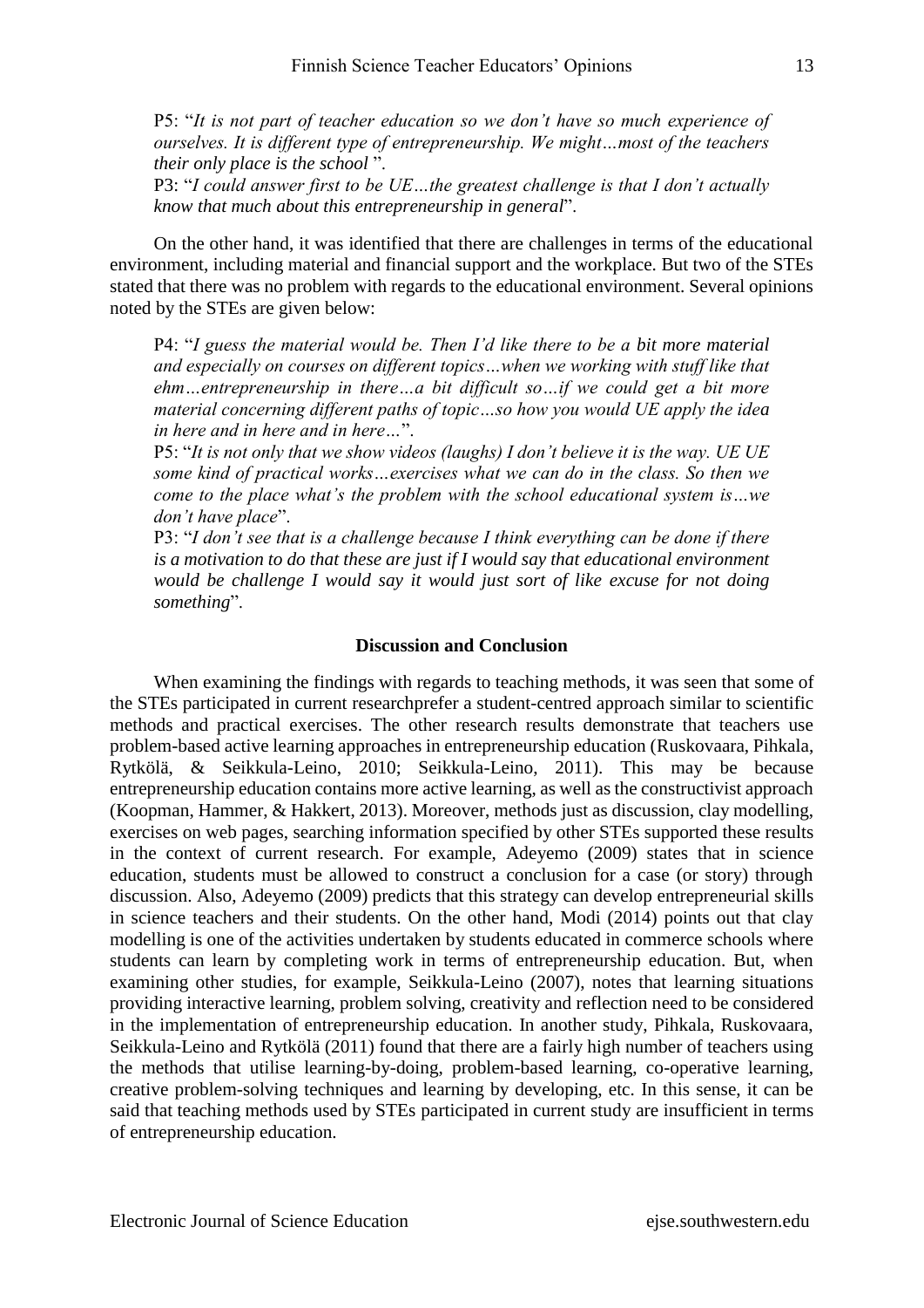P5: "*It is not part of teacher education so we don't have so much experience of ourselves. It is different type of entrepreneurship. We might…most of the teachers their only place is the school*".

P3: "*I could answer first to be UE…the greatest challenge is that I don't actually know that much about this entrepreneurship in general*".

On the other hand, it was identified that there are challenges in terms of the educational environment, including material and financial support and the workplace. But two of the STEs stated that there was no problem with regards to the educational environment. Several opinions noted by the STEs are given below:

P4: "*I guess the material would be. Then I'd like there to be a bit more material and especially on courses on different topics…when we working with stuff like that ehm…entrepreneurship in there…a bit difficult so…if we could get a bit more material concerning different paths of topic…so how you would UE apply the idea in here and in here and in here…*".

P5: "*It is not only that we show videos (laughs) I don't believe it is the way. UE UE some kind of practical works…exercises what we can do in the class. So then we come to the place what's the problem with the school educational system is…we don't have place*".

P3: "*I don't see that is a challenge because I think everything can be done if there is a motivation to do that these are just if I would say that educational environment would be challenge I would say it would just sort of like excuse for not doing something*".

## Discussion and Conclusion

When examining the findings with regards to teaching methods, it was seen that some of the STEs participated in current researchprefer a student-centred approach similar to scientific methods and practical exercises. The other research results demonstrate that teachers use problem-based active learning approaches in entrepreneurship education (Ruskovaara, Pihkala, Rytkölä, & Seikkula-Leino, 2010; Seikkula-Leino, 2011). This may be because entrepreneurship education contains more active learning, as well as the constructivist approach (Koopman, Hammer, & Hakkert, 2013). Moreover, methods just as discussion, clay modelling, exercises on web pages, searching information specified by other STEs supported these results in the context of current research. For example, Adeyemo (2009) states that in science education, students must be allowed to construct a conclusion for a case (or story) through discussion. Also, Adeyemo (2009) predicts that this strategy can develop entrepreneurial skills in science teachers and their students. On the other hand, Modi (2014) points out that clay modelling is one of the activities undertaken by students educated in commerce schools where students can learn by completing work in terms of entrepreneurship education. But, when examining other studies, for example, Seikkula-Leino (2007), notes that learning situations providing interactive learning, problem solving, creativity and reflection need to be considered in the implementation of entrepreneurship education. In another study, Pihkala, Ruskovaara, Seikkula-Leino and Rytkölä (2011) found that there are a fairly high number of teachers using the methods that utilise learning-by-doing, problem-based learning, co-operative learning, creative problem-solving techniques and learning by developing, etc. In this sense, it can be said that teaching methods used by STEs participated in current study are insufficient in terms of entrepreneurship education.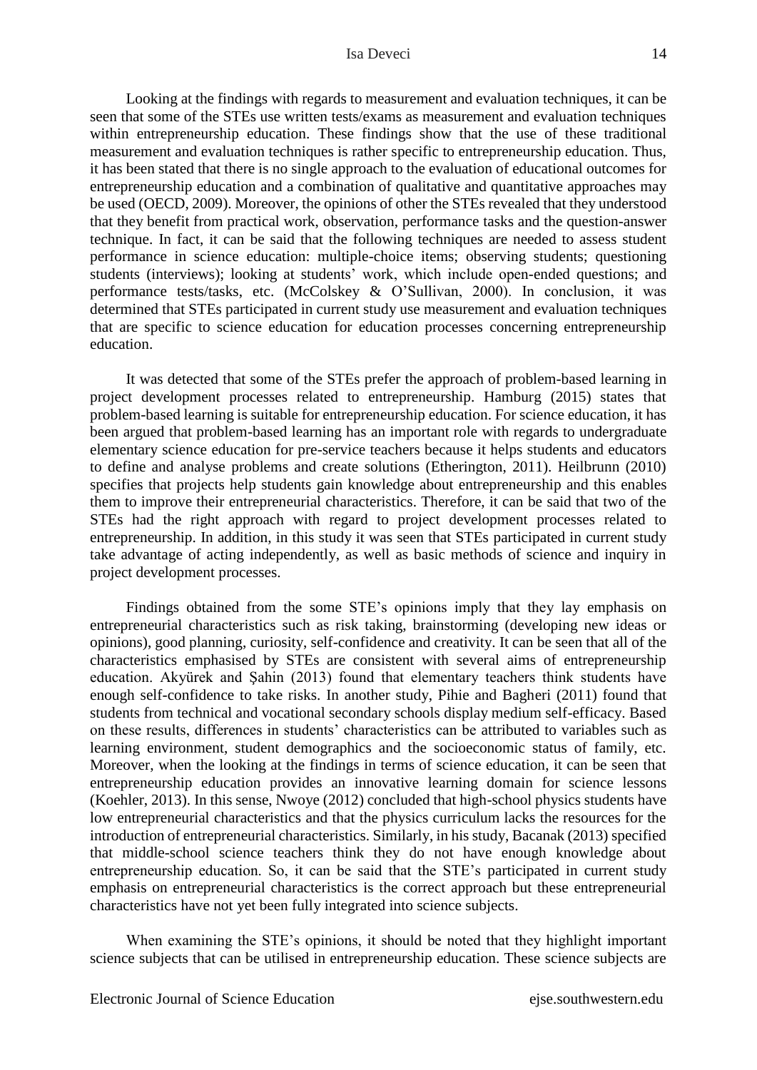Looking at the findings with regards to measurement and evaluation techniques, it can be seen that some of the STEs use written tests/exams as measurement and evaluation techniques within entrepreneurship education. These findings show that the use of these traditional measurement and evaluation techniques is rather specific to entrepreneurship education. Thus, it has been stated that there is no single approach to the evaluation of educational outcomes for entrepreneurship education and a combination of qualitative and quantitative approaches may be used (OECD, 2009). Moreover, the opinions of other the STEs revealed that they understood that they benefit from practical work, observation, performance tasks and the question-answer technique. In fact, it can be said that the following techniques are needed to assess student performance in science education: multiple-choice items; observing students; questioning students (interviews); looking at students' work, which include open-ended questions; and performance tests/tasks, etc. (McColskey & O'Sullivan, 2000). In conclusion, it was determined that STEs participated in current study use measurement and evaluation techniques that are specific to science education for education processes concerning entrepreneurship education.

It was detected that some of the STEs prefer the approach of problem-based learning in project development processes related to entrepreneurship. Hamburg (2015) states that problem-based learning is suitable for entrepreneurship education. For science education, it has been argued that problem-based learning has an important role with regards to undergraduate elementary science education for pre-service teachers because it helps students and educators to define and analyse problems and create solutions (Etherington, 2011). Heilbrunn (2010) specifies that projects help students gain knowledge about entrepreneurship and this enables them to improve their entrepreneurial characteristics. Therefore, it can be said that two of the STEs had the right approach with regard to project development processes related to entrepreneurship. In addition, in this study it was seen that STEs participated in current study take advantage of acting independently, as well as basic methods of science and inquiry in project development processes.

Findings obtained from the some STE's opinions imply that they lay emphasis on entrepreneurial characteristics such as risk taking, brainstorming (developing new ideas or opinions), good planning, curiosity, self-confidence and creativity. It can be seen that all of the characteristics emphasised by STEs are consistent with several aims of entrepreneurship education. Akyürek and Şahin (2013) found that elementary teachers think students have enough self-confidence to take risks. In another study, Pihie and Bagheri (2011) found that students from technical and vocational secondary schools display medium self-efficacy. Based on these results, differences in students' characteristics can be attributed to variables such as learning environment, student demographics and the socioeconomic status of family, etc. Moreover, when the looking at the findings in terms of science education, it can be seen that entrepreneurship education provides an innovative learning domain for science lessons (Koehler, 2013). In this sense, Nwoye (2012) concluded that high-school physics students have low entrepreneurial characteristics and that the physics curriculum lacks the resources for the introduction of entrepreneurial characteristics. Similarly, in his study, Bacanak (2013) specified that middle-school science teachers think they do not have enough knowledge about entrepreneurship education. So, it can be said that the STE's participated in current study emphasis on entrepreneurial characteristics is the correct approach but these entrepreneurial characteristics have not yet been fully integrated into science subjects.

When examining the STE's opinions, it should be noted that they highlight important science subjects that can be utilised in entrepreneurship education. These science subjects are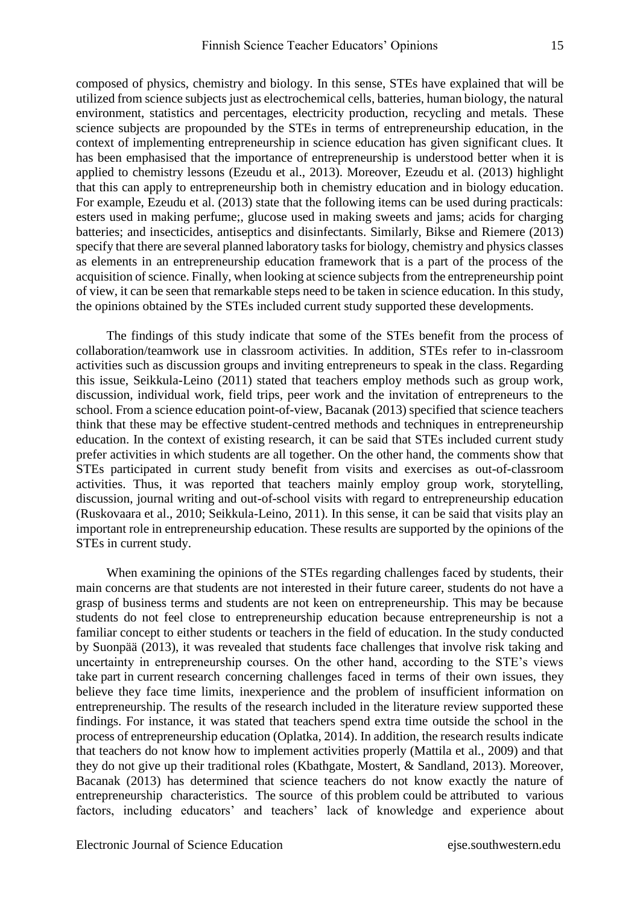composed of physics, chemistry and biology. In this sense, STEs have explained that will be utilized from science subjects just as electrochemical cells, batteries, human biology, the natural environment, statistics and percentages, electricity production, recycling and metals. These science subjects are propounded by the STEs in terms of entrepreneurship education, in the context of implementing entrepreneurship in science education has given significant clues. It has been emphasised that the importance of entrepreneurship is understood better when it is applied to chemistry lessons (Ezeudu et al., 2013). Moreover, Ezeudu et al. (2013) highlight that this can apply to entrepreneurship both in chemistry education and in biology education. For example, Ezeudu et al. (2013) state that the following items can be used during practicals: esters used in making perfume;, glucose used in making sweets and jams; acids for charging batteries; and insecticides, antiseptics and disinfectants. Similarly, Bikse and Riemere (2013) specify that there are several planned laboratory tasks for biology, chemistry and physics classes as elements in an entrepreneurship education framework that is a part of the process of the acquisition of science. Finally, when looking at science subjects from the entrepreneurship point of view, it can be seen that remarkable steps need to be taken in science education. In this study, the opinions obtained by the STEs included current study supported these developments.

The findings of this study indicate that some of the STEs benefit from the process of collaboration/teamwork use in classroom activities. In addition, STEs refer to in-classroom activities such as discussion groups and inviting entrepreneurs to speak in the class. Regarding this issue, Seikkula-Leino (2011) stated that teachers employ methods such as group work, discussion, individual work, field trips, peer work and the invitation of entrepreneurs to the school. From a science education point-of-view, Bacanak (2013) specified that science teachers think that these may be effective student-centred methods and techniques in entrepreneurship education. In the context of existing research, it can be said that STEs included current study prefer activities in which students are all together. On the other hand, the comments show that STEs participated in current study benefit from visits and exercises as out-of-classroom activities. Thus, it was reported that teachers mainly employ group work, storytelling, discussion, journal writing and out-of-school visits with regard to entrepreneurship education (Ruskovaara et al., 2010; Seikkula-Leino, 2011). In this sense, it can be said that visits play an important role in entrepreneurship education. These results are supported by the opinions of the STEs in current study.

When examining the opinions of the STEs regarding challenges faced by students, their main concerns are that students are not interested in their future career, students do not have a grasp of business terms and students are not keen on entrepreneurship. This may be because students do not feel close to entrepreneurship education because entrepreneurship is not a familiar concept to either students or teachers in the field of education. In the study conducted by Suonpää (2013), it was revealed that students face challenges that involve risk taking and uncertainty in entrepreneurship courses. On the other hand, according to the STE's views take part in current research concerning challenges faced in terms of their own issues, they believe they face time limits, inexperience and the problem of insufficient information on entrepreneurship. The results of the research included in the literature review supported these findings. For instance, it was stated that teachers spend extra time outside the school in the process of entrepreneurship education (Oplatka, 2014). In addition, the research results indicate that teachers do not know how to implement activities properly (Mattila et al., 2009) and that they do not give up their traditional roles (Kbathgate, Mostert, & Sandland, 2013). Moreover, Bacanak (2013) has determined that science teachers do not know exactly the nature of entrepreneurship characteristics. The source of this problem could be attributed to various factors, including educators' and teachers' lack of knowledge and experience about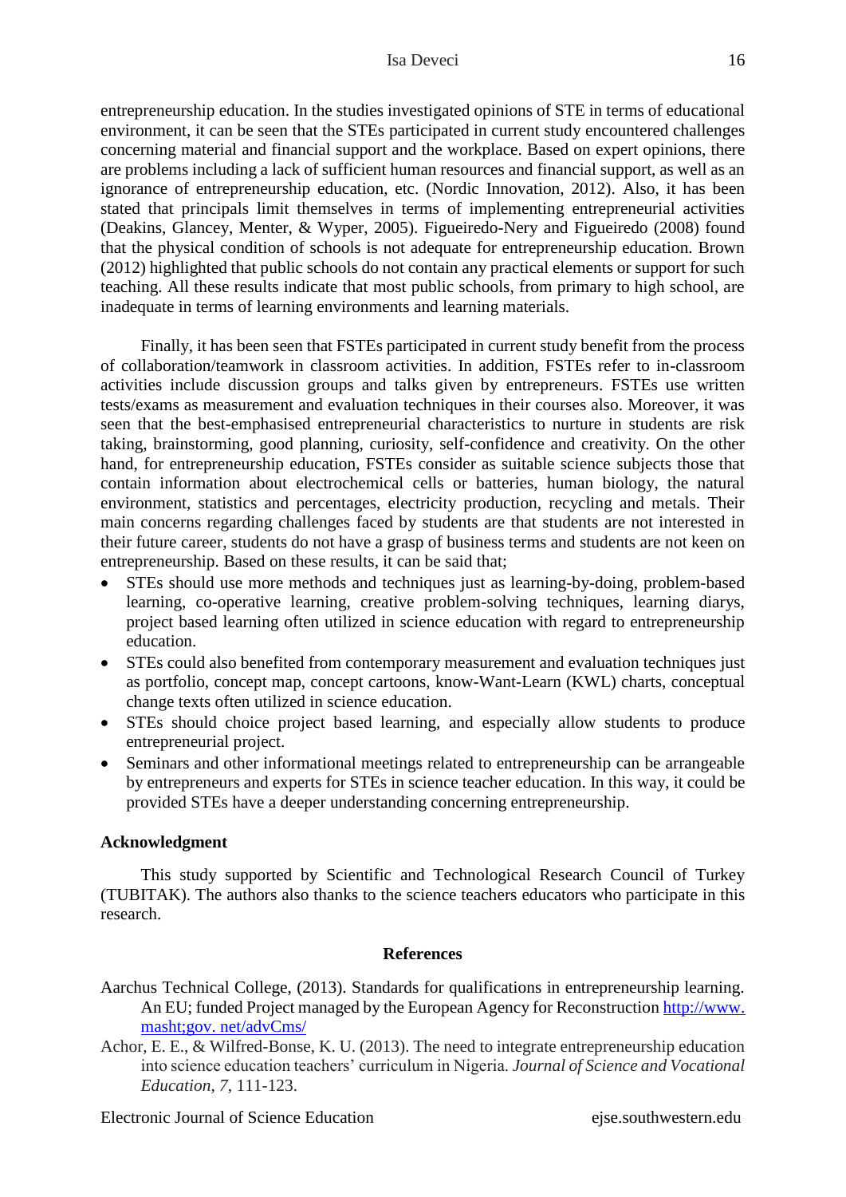entrepreneurship education. In the studies investigated opinions of STE in terms of educational environment, it can be seen that the STEs participated in current study encountered challenges concerning material and financial support and the workplace. Based on expert opinions, there are problems including a lack of sufficient human resources and financial support, as well as an ignorance of entrepreneurship education, etc. (Nordic Innovation, 2012). Also, it has been stated that principals limit themselves in terms of implementing entrepreneurial activities (Deakins, Glancey, Menter, & Wyper, 2005). Figueiredo-Nery and Figueiredo (2008) found that the physical condition of schools is not adequate for entrepreneurship education. Brown (2012) highlighted that public schools do not contain any practical elements or support for such teaching. All these results indicate that most public schools, from primary to high school, are inadequate in terms of learning environments and learning materials.

Finally, it has been seen that FSTEs participated in current study benefit from the process of collaboration/teamwork in classroom activities. In addition, FSTEs refer to in-classroom activities include discussion groups and talks given by entrepreneurs. FSTEs use written tests/exams as measurement and evaluation techniques in their courses also. Moreover, it was seen that the best-emphasised entrepreneurial characteristics to nurture in students are risk taking, brainstorming, good planning, curiosity, self-confidence and creativity. On the other hand, for entrepreneurship education, FSTEs consider as suitable science subjects those that contain information about electrochemical cells or batteries, human biology, the natural environment, statistics and percentages, electricity production, recycling and metals. Their main concerns regarding challenges faced by students are that students are not interested in their future career, students do not have a grasp of business terms and students are not keen on entrepreneurship. Based on these results, it can be said that;

- STEs should use more methods and techniques just as learning-by-doing, problem-based learning, co-operative learning, creative problem-solving techniques, learning diarys, project based learning often utilized in science education with regard to entrepreneurship education.
- STEs could also benefited from contemporary measurement and evaluation techniques just as portfolio, concept map, concept cartoons, know-Want-Learn (KWL) charts, conceptual change texts often utilized in science education.
- STEs should choice project based learning, and especially allow students to produce entrepreneurial project.
- Seminars and other informational meetings related to entrepreneurship can be arrangeable by entrepreneurs and experts for STEs in science teacher education. In this way, it could be provided STEs have a deeper understanding concerning entrepreneurship.

**Acknowledgment**

This study supported by Scientific and Technological Research Council of Turkey (TUBITAK). The authors also thanks to the science teachers educators who participate in this research.

**References**

Aarchus Technical College, (2013). Standards for qualifications in entrepreneurship learning. An EU; funded Project managed by the European Agency for Reconstruction http://www.masht;gov. net/advCms/

Achor, E. E., & Wilfred-Bonse, K. U. (2013). The need to integrate entrepreneurship education into science education teachers' curriculum in Nigeria. *Journal of Science and Vocational Education*, *7*, 111-123.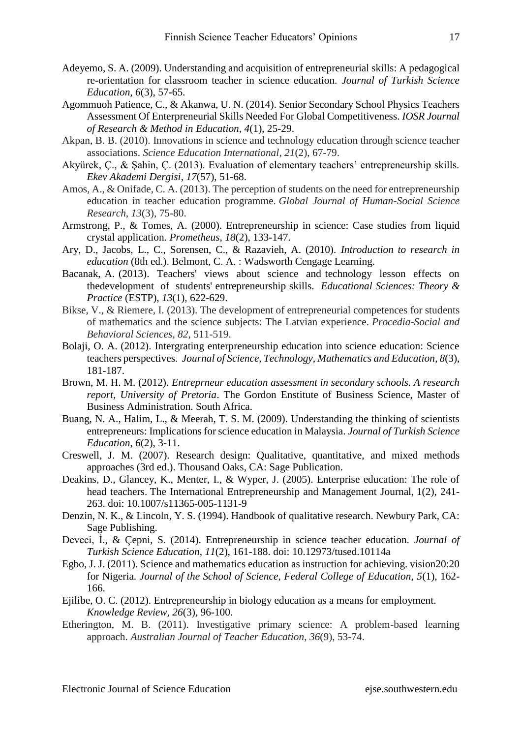Adeyemo, S. A. (2009). Understanding and acquisition of entrepreneurial skills: A pedagogical re-orientation for classroom teacher in science education. *Journal of Turkish Science Education*, *6*(3), 57-65.

Agommuoh Patience, C., & Akanwa, U. N. (2014). Senior Secondary School Physics Teachers Assessment Of Enterpreneurial Skills Needed For Global Competitiveness. *IOSR Journal of Research & Method in Education*, *4*(1), 25-29.

Akpan, B. B. (2010). Innovations in science and technology education through science teacher associations. *Science Education International, 21*(2), 67-79.

Akyürek, Ç., & Şahin, Ç. (2013). Evaluation of elementary teachers' entrepreneurship skills. *Ekev Akademi Dergisi*, *17*(57), 51-68.

Amos, A., & Onifade, C. A. (2013). The perception of students on the need for entrepreneurship education in teacher education programme. *Global Journal of Human-Social Science Research, 13*(3), 75-80.

Armstrong, P., & Tomes, A. (2000). Entrepreneurship in science: Case studies from liquid crystal application. *Prometheus, 18*(2), 133-147.

Ary, D., Jacobs, L., C., Sorensen, C., & Razavieh, A. (2010). *Introduction to research in education* (8th ed.). Belmont, C. A. : Wadsworth Cengage Learning.

Bacanak, A. (2013). Teachers' views about science and technology lesson effects on thedevelopment of students' entrepreneurship skills. *Educational Sciences: Theory & Practice* (ESTP), *13*(1), 622-629.

Bikse, V., & Riemere, I. (2013). The development of entrepreneurial competences for students of mathematics and the science subjects: The Latvian experience. *Procedia-Social and Behavioral Sciences*, *82*, 511-519.

Bolaji, O. A. (2012). Intergrating enterpreneurship education into science education: Science teachers perspectives. *Journal of Science, Technology, Mathematics and Education*, *8*(3), 181-187.

Brown, M. H. M. (2012). *Entreprneur education assessment in secondary schools. A research report, University of Pretoria*. The Gordon Enstitute of Business Science, Master of Business Administration. South Africa.

Buang, N. A., Halim, L., & Meerah, T. S. M. (2009). Understanding the thinking of scientists entrepreneurs: Implications for science education in Malaysia. *Journal of Turkish Science Education*, *6*(2), 3-11.

Creswell, J. M. (2007). Research design: Qualitative, quantitative, and mixed methods approaches (3rd ed.). Thousand Oaks, CA: Sage Publication.

Deakins, D., Glancey, K., Menter, I., & Wyper, J. (2005). Enterprise education: The role of head teachers. The International Entrepreneurship and Management Journal, 1(2), 241-263. doi: 10.1007/s11365-005-1131-9

Denzin, N. K., & Lincoln, Y. S. (1994). Handbook of qualitative research. Newbury Park, CA: Sage Publishing.

Deveci, İ., & Çepni, S. (2014). Entrepreneurship in science teacher education. *Journal of Turkish Science Education*, *11*(2), 161-188. doi: 10.12973/tused.10114a

Egbo, J. J. (2011). Science and mathematics education as instruction for achieving. vision20:20 for Nigeria. *Journal of the School of Science, Federal College of Education*, *5*(1), 162-166.

Ejilibe, O. C. (2012). Entrepreneurship in biology education as a means for employment. *Knowledge Review, 26*(3), 96-100.

Etherington, M. B. (2011). Investigative primary science: A problem-based learning approach. *Australian Journal of Teacher Education*, *36*(9), 53-74.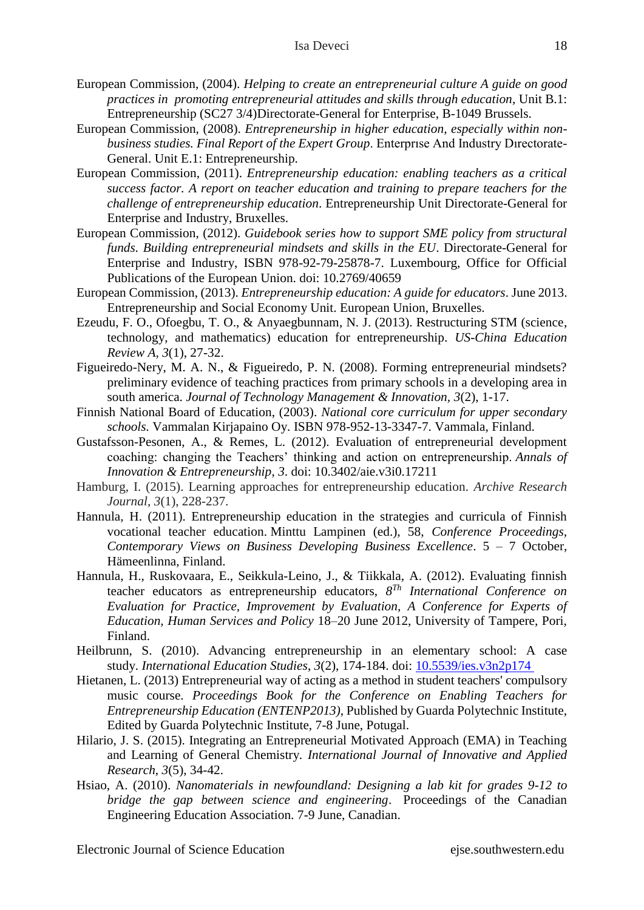European Commission, (2004). *Helping to create an entrepreneurial culture A guide on good practices in promoting entrepreneurial attitudes and skills through education*, Unit B.1: Entrepreneurship (SC27 3/4)Directorate-General for Enterprise, B-1049 Brussels.

European Commission, (2008). *Entrepreneurship in higher education, especially within non-business studies. Final Report of the Expert Group*. Enterprıse And Industry Dırectorate-General. Unit E.1: Entrepreneurship.

European Commission, (2011). *Entrepreneurship education: enabling teachers as a critical success factor. A report on teacher education and training to prepare teachers for the challenge of entrepreneurship education*. Entrepreneurship Unit Directorate-General for Enterprise and Industry, Bruxelles.

European Commission, (2012). *Guidebook series how to support SME policy from structural funds. Building entrepreneurial mindsets and skills in the EU*. Directorate-General for Enterprise and Industry, ISBN 978-92-79-25878-7. Luxembourg, Office for Official Publications of the European Union. doi: 10.2769/40659

European Commission, (2013). *Entrepreneurship education: A guide for educators*. June 2013. Entrepreneurship and Social Economy Unit. European Union, Bruxelles.

Ezeudu, F. O., Ofoegbu, T. O., & Anyaegbunnam, N. J. (2013). Restructuring STM (science, technology, and mathematics) education for entrepreneurship. *US-China Education Review A, 3*(1), 27-32.

Figueiredo-Nery, M. A. N., & Figueiredo, P. N. (2008). Forming entrepreneurial mindsets? preliminary evidence of teaching practices from primary schools in a developing area in south america. *Journal of Technology Management & Innovation, 3*(2), 1-17.

Finnish National Board of Education, (2003). *National core curriculum for upper secondary schools.* Vammalan Kirjapaino Oy. ISBN 978-952-13-3347-7. Vammala, Finland.

Gustafsson-Pesonen, A., & Remes, L. (2012). Evaluation of entrepreneurial development coaching: changing the Teachers' thinking and action on entrepreneurship. *Annals of Innovation & Entrepreneurship, 3*. doi: 10.3402/aie.v3i0.17211

Hamburg, I. (2015). Learning approaches for entrepreneurship education. *Archive Research Journal, 3*(1), 228-237.

Hannula, H. (2011). Entrepreneurship education in the strategies and curricula of Finnish vocational teacher education. Minttu Lampinen (ed.), 58, *Conference Proceedings, Contemporary Views on Business Developing Business Excellence*. 5 – 7 October, Hämeenlinna, Finland.

Hannula, H., Ruskovaara, E., Seikkula-Leino, J., & Tiikkala, A. (2012). Evaluating finnish teacher educators as entrepreneurship educators, *8$^{Th}$ International Conference on Evaluation for Practice, Improvement by Evaluation, A Conference for Experts of Education, Human Services and Policy* 18–20 June 2012, University of Tampere, Pori, Finland.

Heilbrunn, S. (2010). Advancing entrepreneurship in an elementary school: A case study. *International Education Studies*, *3*(2), 174-184. doi: 10.5539/ies.v3n2p174

Hietanen, L. (2013) Entrepreneurial way of acting as a method in student teachers' compulsory music course. *Proceedings Book for the Conference on Enabling Teachers for Entrepreneurship Education (ENTENP2013)*, Published by Guarda Polytechnic Institute, Edited by Guarda Polytechnic Institute, 7-8 June, Potugal.

Hilario, J. S. (2015). Integrating an Entrepreneurial Motivated Approach (EMA) in Teaching and Learning of General Chemistry. *International Journal of Innovative and Applied Research*, *3*(5), 34-42.

Hsiao, A. (2010). *Nanomaterials in newfoundland: Designing a lab kit for grades 9-12 to bridge the gap between science and engineering*. Proceedings of the Canadian Engineering Education Association. 7-9 June, Canadian.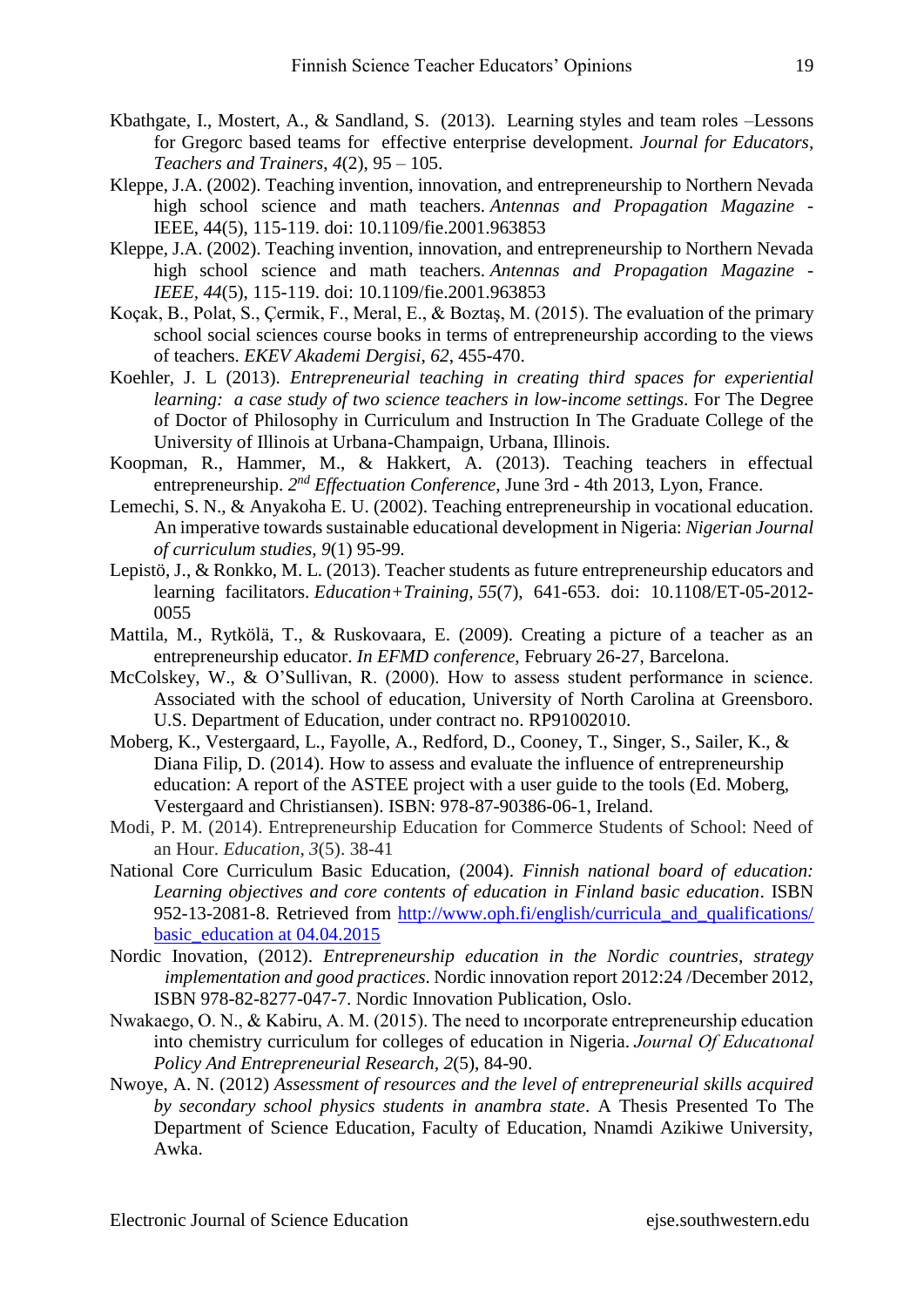Kbathgate, I., Mostert, A., & Sandland, S. (2013). Learning styles and team roles –Lessons for Gregorc based teams for effective enterprise development. *Journal for Educators, Teachers and Trainers*, *4*(2), 95 – 105.

Kleppe, J.A. (2002). Teaching invention, innovation, and entrepreneurship to Northern Nevada high school science and math teachers. *Antennas and Propagation Magazine* - IEEE, 44(5), 115-119. doi: 10.1109/fie.2001.963853

Kleppe, J.A. (2002). Teaching invention, innovation, and entrepreneurship to Northern Nevada high school science and math teachers. *Antennas and Propagation Magazine - IEEE*, *44*(5), 115-119. doi: 10.1109/fie.2001.963853

Koçak, B., Polat, S., Çermik, F., Meral, E., & Boztaş, M. (2015). The evaluation of the primary school social sciences course books in terms of entrepreneurship according to the views of teachers. *EKEV Akademi Dergisi*, *62*, 455-470.

Koehler, J. L (2013). *Entrepreneurial teaching in creating third spaces for experiential learning: a case study of two science teachers in low-income settings*. For The Degree of Doctor of Philosophy in Curriculum and Instruction In The Graduate College of the University of Illinois at Urbana-Champaign, Urbana, Illinois.

Koopman, R., Hammer, M., & Hakkert, A. (2013). Teaching teachers in effectual entrepreneurship. *2nd Effectuation Conference*, June 3rd - 4th 2013, Lyon, France.

Lemechi, S. N., & Anyakoha E. U. (2002). Teaching entrepreneurship in vocational education. An imperative towards sustainable educational development in Nigeria: *Nigerian Journal of curriculum studies*, *9*(1) 95-99.

Lepistö, J., & Ronkko, M. L. (2013). Teacher students as future entrepreneurship educators and learning facilitators. *Education+Training*, *55*(7), 641-653. doi: 10.1108/ET-05-2012-0055

Mattila, M., Rytkölä, T., & Ruskovaara, E. (2009). Creating a picture of a teacher as an entrepreneurship educator. *In EFMD conference*, February 26-27, Barcelona.

McColskey, W., & O'Sullivan, R. (2000). How to assess student performance in science. Associated with the school of education, University of North Carolina at Greensboro. U.S. Department of Education, under contract no. RP91002010.

Moberg, K., Vestergaard, L., Fayolle, A., Redford, D., Cooney, T., Singer, S., Sailer, K., & Diana Filip, D. (2014). How to assess and evaluate the influence of entrepreneurship education: A report of the ASTEE project with a user guide to the tools (Ed. Moberg, Vestergaard and Christiansen). ISBN: 978-87-90386-06-1, Ireland.

Modi, P. M. (2014). Entrepreneurship Education for Commerce Students of School: Need of an Hour. *Education*, *3*(5). 38-41

National Core Curriculum Basic Education, (2004). *Finnish national board of education: Learning objectives and core contents of education in Finland basic education*. ISBN 952-13-2081-8. Retrieved from http://www.oph.fi/english/curricula_and_qualifications/basic_education at 04.04.2015

Nordic Inovation, (2012). *Entrepreneurship education in the Nordic countries, strategy implementation and good practices*. Nordic innovation report 2012:24 /December 2012, ISBN 978-82-8277-047-7. Nordic Innovation Publication, Oslo.

Nwakaego, O. N., & Kabiru, A. M. (2015). The need to ıncorporate entrepreneurship education into chemistry curriculum for colleges of education in Nigeria. *Journal Of Educatıonal Policy And Entrepreneurial Research*, *2*(5), 84-90.

Nwoye, A. N. (2012) *Assessment of resources and the level of entrepreneurial skills acquired by secondary school physics students in anambra state*. A Thesis Presented To The Department of Science Education, Faculty of Education, Nnamdi Azikiwe University, Awka.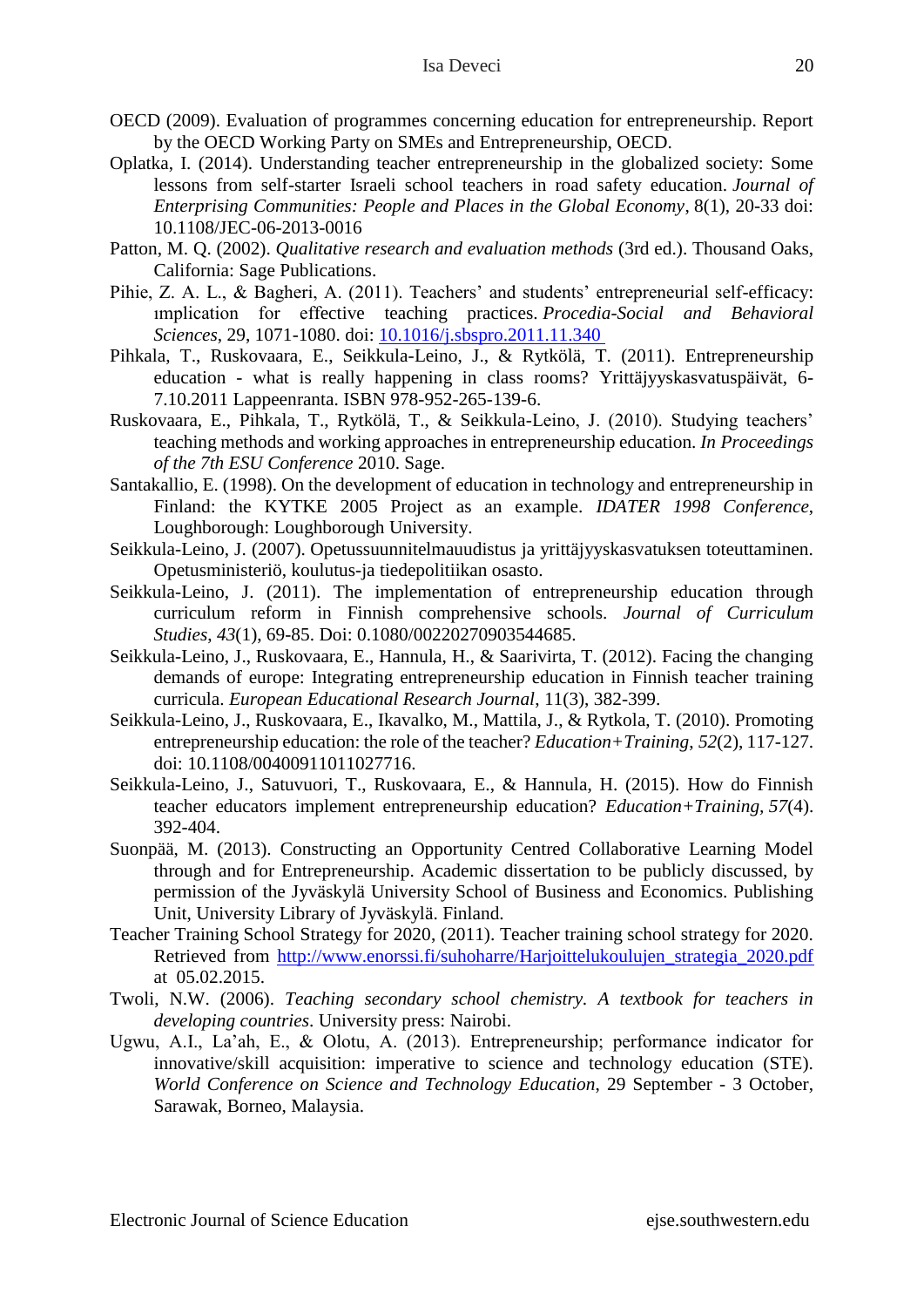OECD (2009). Evaluation of programmes concerning education for entrepreneurship. Report by the OECD Working Party on SMEs and Entrepreneurship, OECD.

Oplatka, I. (2014). Understanding teacher entrepreneurship in the globalized society: Some lessons from self-starter Israeli school teachers in road safety education. *Journal of Enterprising Communities: People and Places in the Global Economy*, 8(1), 20-33 doi: 10.1108/JEC-06-2013-0016

Patton, M. Q. (2002). *Qualitative research and evaluation methods* (3rd ed.). Thousand Oaks, California: Sage Publications.

Pihie, Z. A. L., & Bagheri, A. (2011). Teachers' and students' entrepreneurial self-efficacy: ımplication for effective teaching practices. *Procedia-Social and Behavioral Sciences*, 29, 1071-1080. doi: 10.1016/j.sbspro.2011.11.340

Pihkala, T., Ruskovaara, E., Seikkula-Leino, J., & Rytkölä, T. (2011). Entrepreneurship education - what is really happening in class rooms? Yrittäjyyskasvatuspäivät, 6-7.10.2011 Lappeenranta. ISBN 978-952-265-139-6.

Ruskovaara, E., Pihkala, T., Rytkölä, T., & Seikkula-Leino, J. (2010). Studying teachers' teaching methods and working approaches in entrepreneurship education. *In Proceedings of the 7th ESU Conference* 2010. Sage.

Santakallio, E. (1998). On the development of education in technology and entrepreneurship in Finland: the KYTKE 2005 Project as an example. *IDATER 1998 Conference*, Loughborough: Loughborough University.

Seikkula-Leino, J. (2007). Opetussuunnitelmauudistus ja yrittäjyyskasvatuksen toteuttaminen. Opetusministeriö, koulutus-ja tiedepolitiikan osasto.

Seikkula-Leino, J. (2011). The implementation of entrepreneurship education through curriculum reform in Finnish comprehensive schools. *Journal of Curriculum Studies*, *43*(1), 69-85. Doi: 0.1080/00220270903544685.

Seikkula-Leino, J., Ruskovaara, E., Hannula, H., & Saarivirta, T. (2012). Facing the changing demands of europe: Integrating entrepreneurship education in Finnish teacher training curricula. *European Educational Research Journal*, 11(3), 382-399.

Seikkula-Leino, J., Ruskovaara, E., Ikavalko, M., Mattila, J., & Rytkola, T. (2010). Promoting entrepreneurship education: the role of the teacher? *Education+Training*, *52*(2), 117-127. doi: 10.1108/00400911011027716.

Seikkula-Leino, J., Satuvuori, T., Ruskovaara, E., & Hannula, H. (2015). How do Finnish teacher educators implement entrepreneurship education? *Education+Training*, *57*(4). 392-404.

Suonpää, M. (2013). Constructing an Opportunity Centred Collaborative Learning Model through and for Entrepreneurship. Academic dissertation to be publicly discussed, by permission of the Jyväskylä University School of Business and Economics. Publishing Unit, University Library of Jyväskylä. Finland.

Teacher Training School Strategy for 2020, (2011). Teacher training school strategy for 2020. Retrieved from http://www.enorssi.fi/suhoharre/Harjoittelukoulujen_strategia_2020.pdf at 05.02.2015.

Twoli, N.W. (2006). *Teaching secondary school chemistry. A textbook for teachers in developing countries*. University press: Nairobi.

Ugwu, A.I., La'ah, E., & Olotu, A. (2013). Entrepreneurship; performance indicator for innovative/skill acquisition: imperative to science and technology education (STE). *World Conference on Science and Technology Education*, 29 September - 3 October, Sarawak, Borneo, Malaysia.